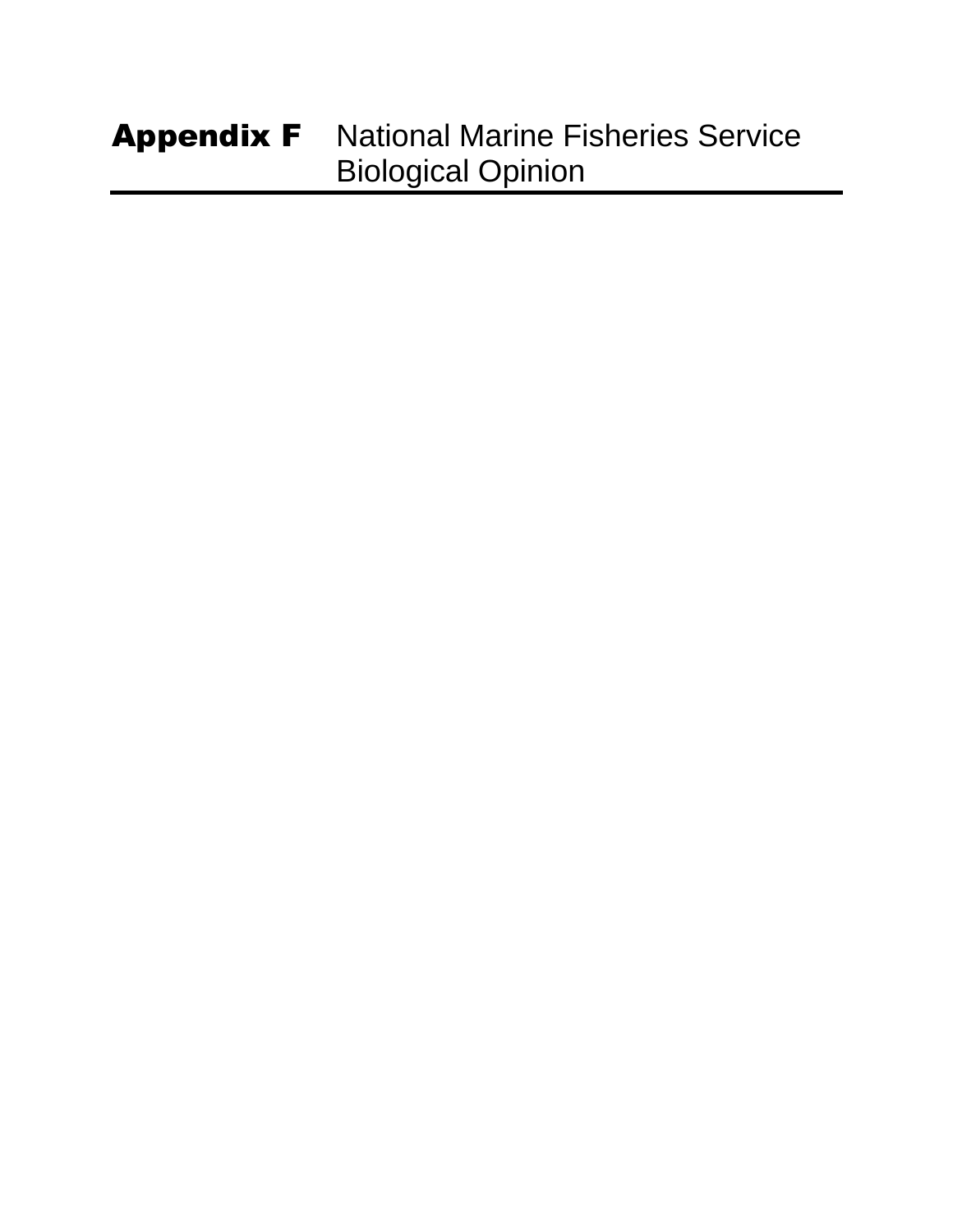# **Appendix F** National Marine Fisheries Service Biological Opinion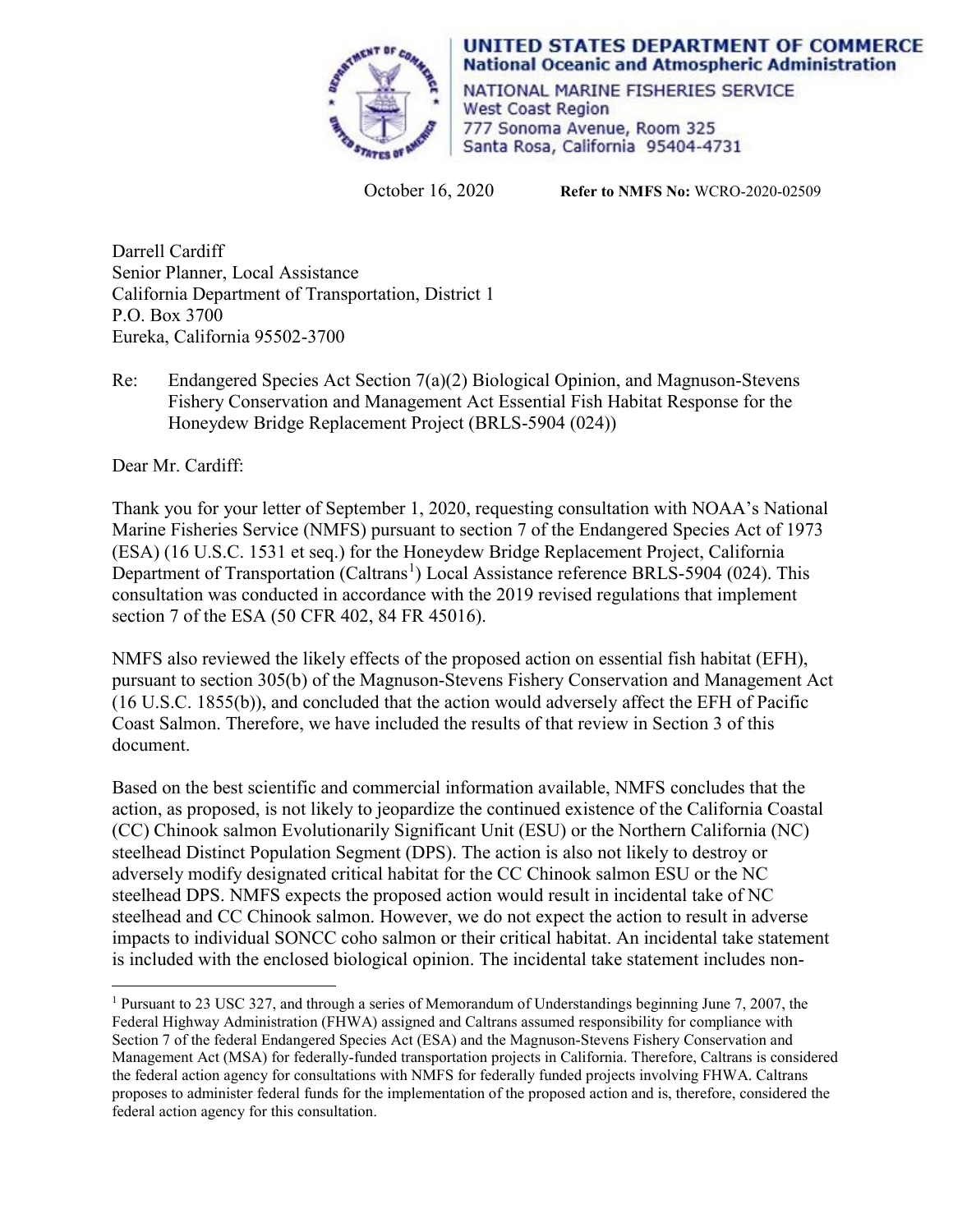UNITED STATES DEPARTMENT OF COMMERCE
National Oceanic and Atmospheric Administration
NATIONAL MARINE FISHERIES SERVICE
West Coast Region
777 Sonoma Avenue, Room 325
Santa Rosa, California 95404-4731

October 16, 2020 **Refer to NMFS No:** WCRO-2020-02509

Darrell Cardiff
Senior Planner, Local Assistance
California Department of Transportation, District 1
P.O. Box 3700
Eureka, California 95502-3700

Re: Endangered Species Act Section 7(a)(2) Biological Opinion, and Magnuson-Stevens Fishery Conservation and Management Act Essential Fish Habitat Response for the Honeydew Bridge Replacement Project (BRLS-5904 (024))

Dear Mr. Cardiff:

Thank you for your letter of September 1, 2020, requesting consultation with NOAA's National Marine Fisheries Service (NMFS) pursuant to section 7 of the Endangered Species Act of 1973 (ESA) (16 U.S.C. 1531 et seq.) for the Honeydew Bridge Replacement Project, California Department of Transportation (Caltrans[1]) Local Assistance reference BRLS-5904 (024). This consultation was conducted in accordance with the 2019 revised regulations that implement section 7 of the ESA (50 CFR 402, 84 FR 45016).

NMFS also reviewed the likely effects of the proposed action on essential fish habitat (EFH), pursuant to section 305(b) of the Magnuson-Stevens Fishery Conservation and Management Act (16 U.S.C. 1855(b)), and concluded that the action would adversely affect the EFH of Pacific Coast Salmon. Therefore, we have included the results of that review in Section 3 of this document.

Based on the best scientific and commercial information available, NMFS concludes that the action, as proposed, is not likely to jeopardize the continued existence of the California Coastal (CC) Chinook salmon Evolutionarily Significant Unit (ESU) or the Northern California (NC) steelhead Distinct Population Segment (DPS). The action is also not likely to destroy or adversely modify designated critical habitat for the CC Chinook salmon ESU or the NC steelhead DPS. NMFS expects the proposed action would result in incidental take of NC steelhead and CC Chinook salmon. However, we do not expect the action to result in adverse impacts to individual SONCC coho salmon or their critical habitat. An incidental take statement is included with the enclosed biological opinion. The incidental take statement includes non-

[1] Pursuant to 23 USC 327, and through a series of Memorandum of Understandings beginning June 7, 2007, the Federal Highway Administration (FHWA) assigned and Caltrans assumed responsibility for compliance with Section 7 of the federal Endangered Species Act (ESA) and the Magnuson-Stevens Fishery Conservation and Management Act (MSA) for federally-funded transportation projects in California. Therefore, Caltrans is considered the federal action agency for consultations with NMFS for federally funded projects involving FHWA. Caltrans proposes to administer federal funds for the implementation of the proposed action and is, therefore, considered the federal action agency for this consultation.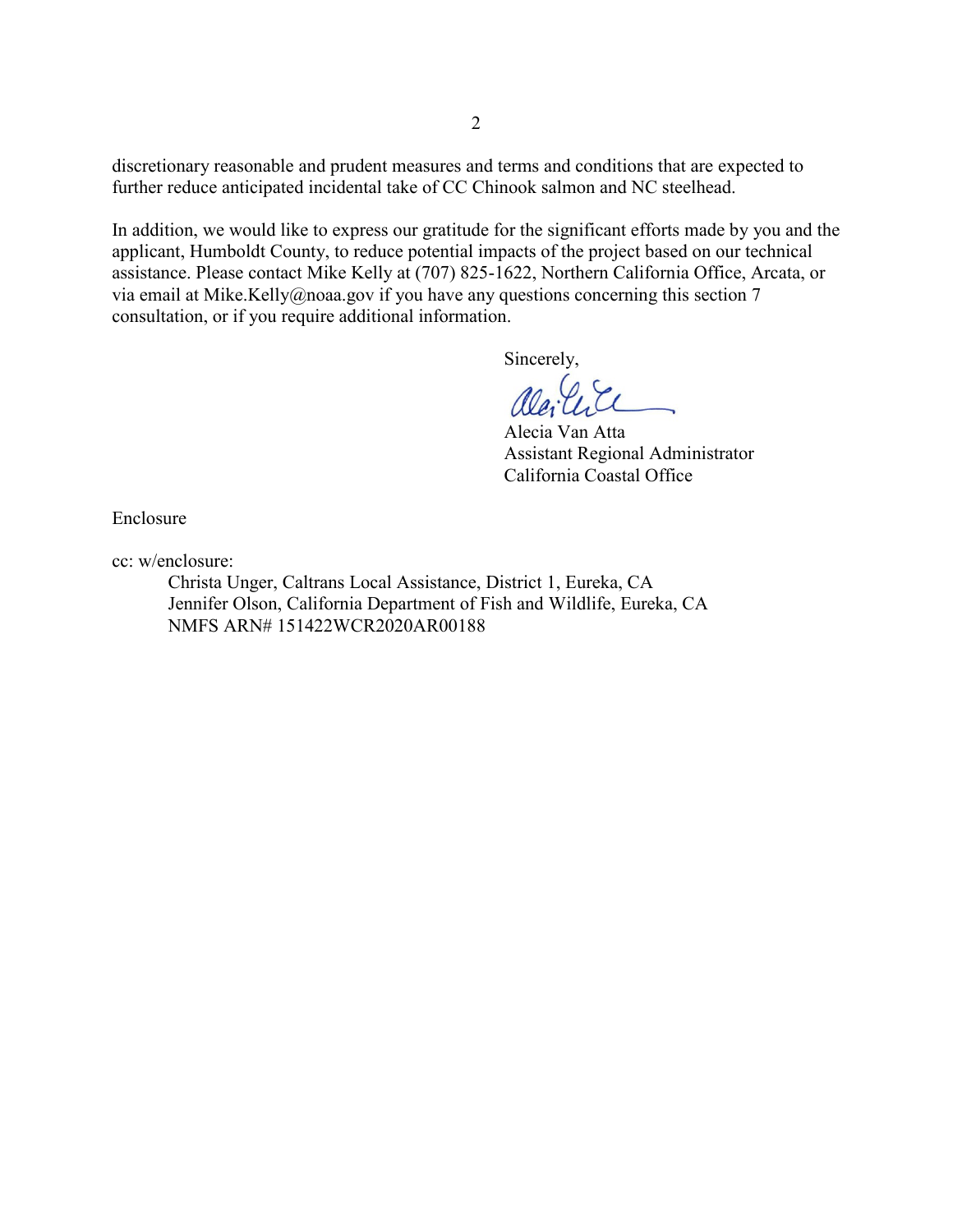discretionary reasonable and prudent measures and terms and conditions that are expected to further reduce anticipated incidental take of CC Chinook salmon and NC steelhead.

In addition, we would like to express our gratitude for the significant efforts made by you and the applicant, Humboldt County, to reduce potential impacts of the project based on our technical assistance. Please contact Mike Kelly at (707) 825-1622, Northern California Office, Arcata, or via email at Mike.Kelly@noaa.gov if you have any questions concerning this section 7 consultation, or if you require additional information.

Sincerely,

Alecia Van Atta
Assistant Regional Administrator
California Coastal Office

Enclosure

cc: w/enclosure:

Christa Unger, Caltrans Local Assistance, District 1, Eureka, CA
Jennifer Olson, California Department of Fish and Wildlife, Eureka, CA
NMFS ARN# 151422WCR2020AR00188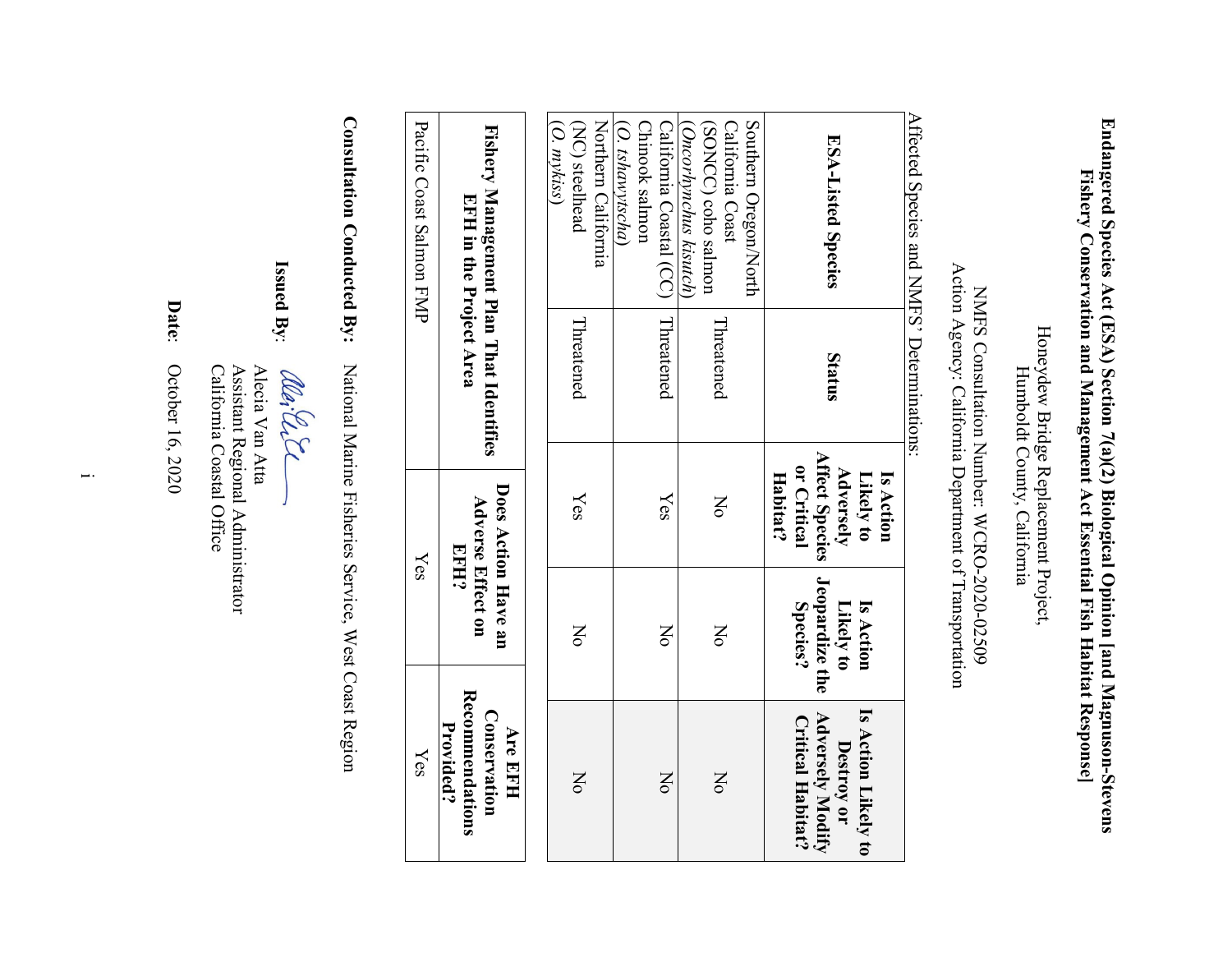**Endangered Species Act (ESA) Section 7(a)(2) Biological Opinion [and Magnuson-Stevens Fishery Conservation and Management Act Essential Fish Habitat Response]**

Honeydew Bridge Replacement Project,
Humboldt County, California

NMFS Consultation Number: WCRO-2020-02509
Action Agency: California Department of Transportation

Affected Species and NMFS' Determinations:

| ESA-Listed Species | Status | Is Action Likely to Adversely Affect Species or Critical Habitat? | Is Action Likely to Jeopardize the Species? | Is Action Likely to Destroy or Adversely Modify Critical Habitat? |
|---|---|---|---|---|
| Southern Oregon/North California Coast (SONCC) coho salmon (*Oncorhynchus kisutch*) | Threatened | No | No | No |
| California Coastal (CC) Chinook salmon (*O. tshawytscha*) | Threatened | Yes | No | No |
| Northern California (NC) steelhead (*O. mykiss*) | Threatened | Yes | No | No |

| Fishery Management Plan That Identifies EFH in the Project Area | Does Action Have an Adverse Effect on EFH? | Are EFH Conservation Recommendations Provided? |
|---|---|---|
| Pacific Coast Salmon FMP | Yes | Yes |

**Consultation Conducted By:** National Marine Fisheries Service, West Coast Region

**Issued By:**

Alecia Van Atta
Assistant Regional Administrator
California Coastal Office

**Date**: October 16, 2020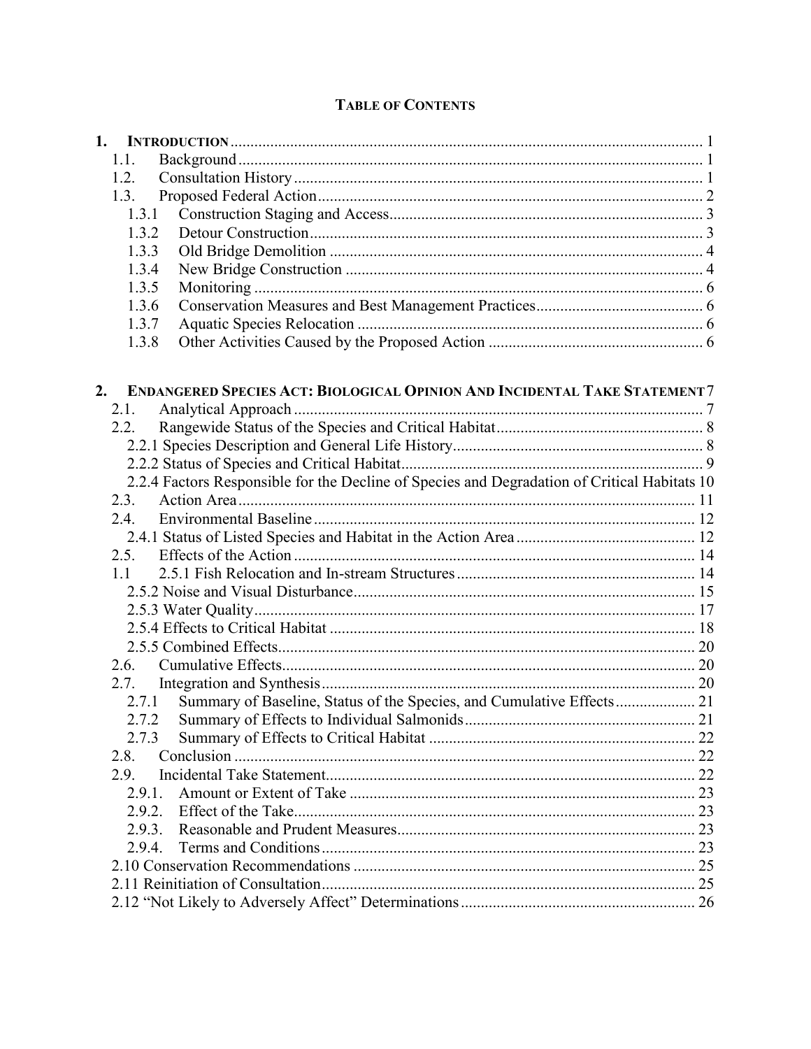**TABLE OF CONTENTS**

1. **INTRODUCTION** ........ 1
   - 1.1. Background ........ 1
   - 1.2. Consultation History ........ 1
   - 1.3. Proposed Federal Action ........ 2
     - 1.3.1 Construction Staging and Access ........ 3
     - 1.3.2 Detour Construction ........ 3
     - 1.3.3 Old Bridge Demolition ........ 4
     - 1.3.4 New Bridge Construction ........ 4
     - 1.3.5 Monitoring ........ 6
     - 1.3.6 Conservation Measures and Best Management Practices ........ 6
     - 1.3.7 Aquatic Species Relocation ........ 6
     - 1.3.8 Other Activities Caused by the Proposed Action ........ 6

2. **ENDANGERED SPECIES ACT: BIOLOGICAL OPINION AND INCIDENTAL TAKE STATEMENT** 7
   - 2.1. Analytical Approach ........ 7
   - 2.2. Rangewide Status of the Species and Critical Habitat ........ 8
     - 2.2.1 Species Description and General Life History ........ 8
     - 2.2.2 Status of Species and Critical Habitat ........ 9
     - 2.2.4 Factors Responsible for the Decline of Species and Degradation of Critical Habitats 10
   - 2.3. Action Area ........ 11
   - 2.4. Environmental Baseline ........ 12
     - 2.4.1 Status of Listed Species and Habitat in the Action Area ........ 12
   - 2.5. Effects of the Action ........ 14
   - 1.1 2.5.1 Fish Relocation and In-stream Structures ........ 14
     - 2.5.2 Noise and Visual Disturbance ........ 15
     - 2.5.3 Water Quality ........ 17
     - 2.5.4 Effects to Critical Habitat ........ 18
     - 2.5.5 Combined Effects ........ 20
   - 2.6. Cumulative Effects ........ 20
   - 2.7. Integration and Synthesis ........ 20
     - 2.7.1 Summary of Baseline, Status of the Species, and Cumulative Effects ........ 21
     - 2.7.2 Summary of Effects to Individual Salmonids ........ 21
     - 2.7.3 Summary of Effects to Critical Habitat ........ 22
   - 2.8. Conclusion ........ 22
   - 2.9. Incidental Take Statement ........ 22
     - 2.9.1. Amount or Extent of Take ........ 23
     - 2.9.2. Effect of the Take ........ 23
     - 2.9.3. Reasonable and Prudent Measures ........ 23
     - 2.9.4. Terms and Conditions ........ 23
   - 2.10 Conservation Recommendations ........ 25
   - 2.11 Reinitiation of Consultation ........ 25
   - 2.12 "Not Likely to Adversely Affect" Determinations ........ 26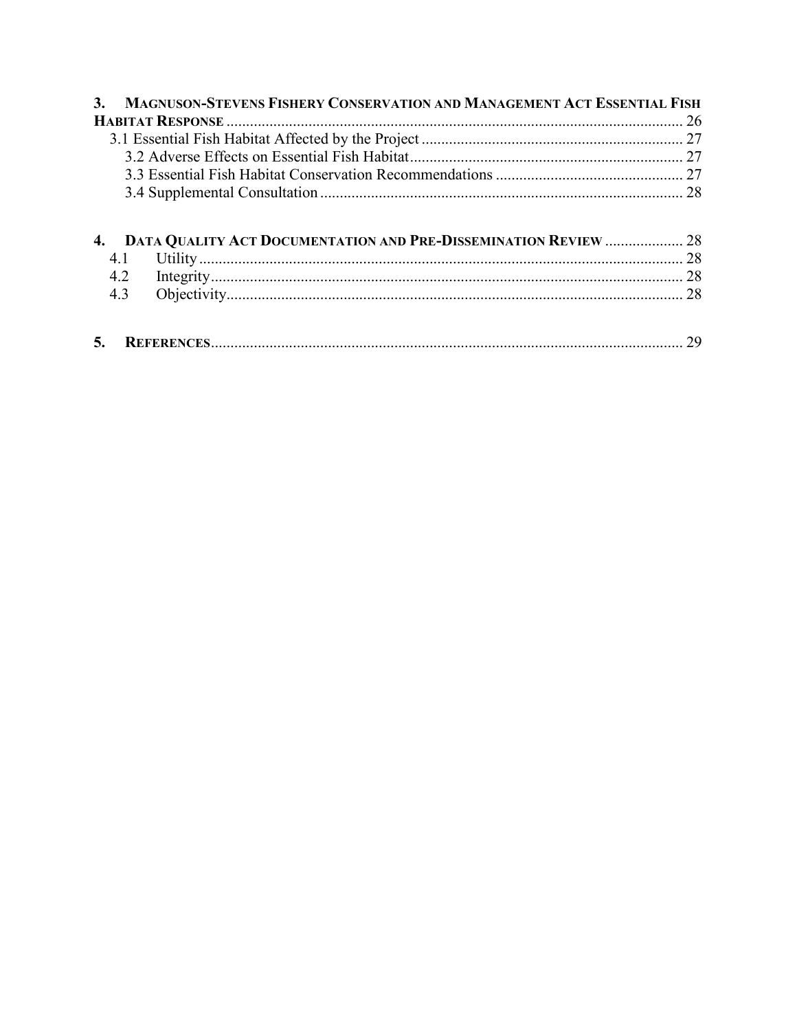3. **MAGNUSON-STEVENS FISHERY CONSERVATION AND MANAGEMENT ACT ESSENTIAL FISH HABITAT RESPONSE** ...................................................................................................................... 26

- 3.1 Essential Fish Habitat Affected by the Project ..................................................................... 27
  - 3.2 Adverse Effects on Essential Fish Habitat ...................................................................... 27
  - 3.3 Essential Fish Habitat Conservation Recommendations ................................................ 27
  - 3.4 Supplemental Consultation ............................................................................................ 28

4. **DATA QUALITY ACT DOCUMENTATION AND PRE-DISSEMINATION REVIEW** .................... 28

- 4.1 Utility ........................................................................................................................... 28
- 4.2 Integrity ........................................................................................................................ 28
- 4.3 Objectivity ..................................................................................................................... 28

5. **REFERENCES** ......................................................................................................................... 29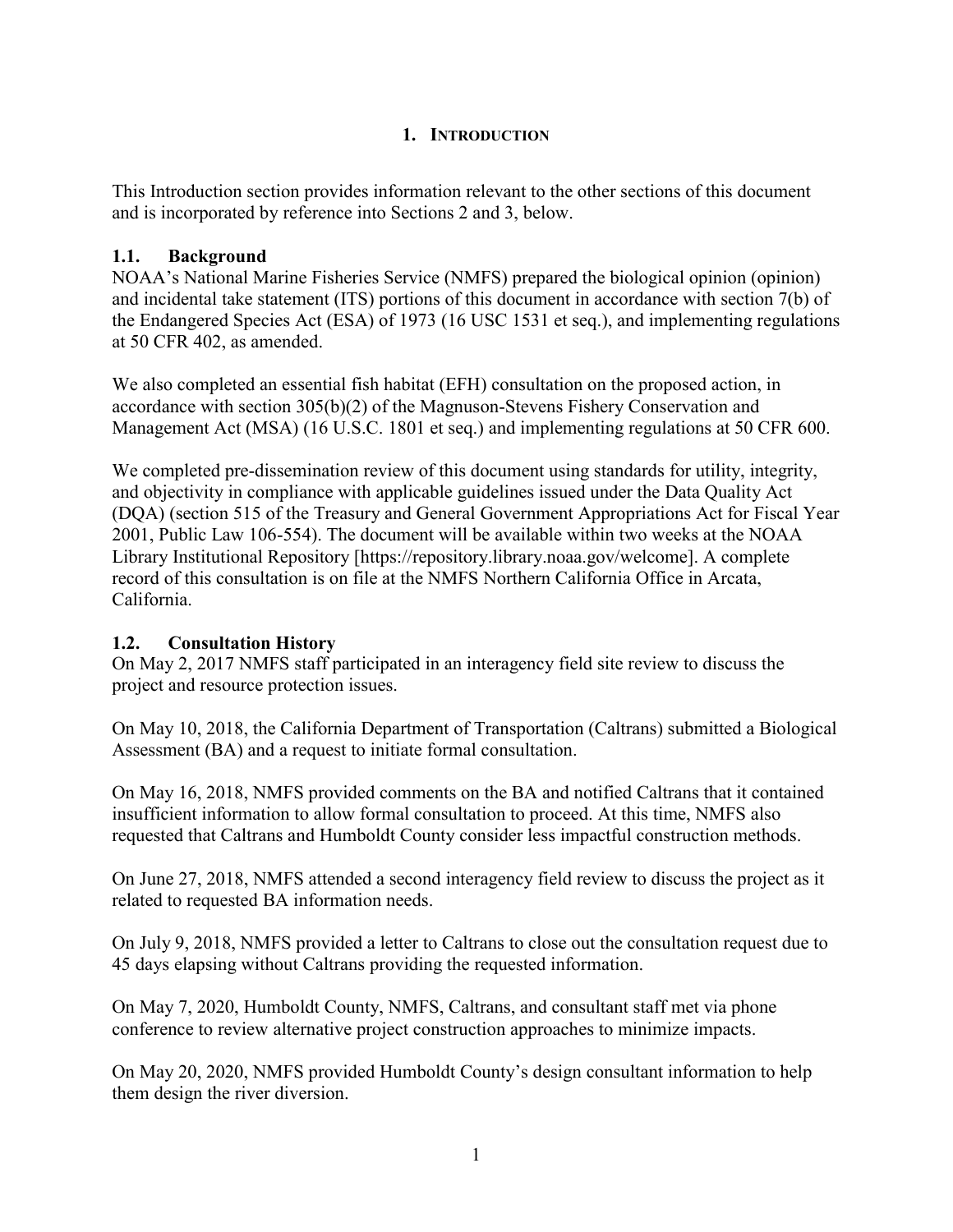# 1. INTRODUCTION

This Introduction section provides information relevant to the other sections of this document and is incorporated by reference into Sections 2 and 3, below.

## 1.1. Background

NOAA's National Marine Fisheries Service (NMFS) prepared the biological opinion (opinion) and incidental take statement (ITS) portions of this document in accordance with section 7(b) of the Endangered Species Act (ESA) of 1973 (16 USC 1531 et seq.), and implementing regulations at 50 CFR 402, as amended.

We also completed an essential fish habitat (EFH) consultation on the proposed action, in accordance with section 305(b)(2) of the Magnuson-Stevens Fishery Conservation and Management Act (MSA) (16 U.S.C. 1801 et seq.) and implementing regulations at 50 CFR 600.

We completed pre-dissemination review of this document using standards for utility, integrity, and objectivity in compliance with applicable guidelines issued under the Data Quality Act (DQA) (section 515 of the Treasury and General Government Appropriations Act for Fiscal Year 2001, Public Law 106-554). The document will be available within two weeks at the NOAA Library Institutional Repository [https://repository.library.noaa.gov/welcome]. A complete record of this consultation is on file at the NMFS Northern California Office in Arcata, California.

## 1.2. Consultation History

On May 2, 2017 NMFS staff participated in an interagency field site review to discuss the project and resource protection issues.

On May 10, 2018, the California Department of Transportation (Caltrans) submitted a Biological Assessment (BA) and a request to initiate formal consultation.

On May 16, 2018, NMFS provided comments on the BA and notified Caltrans that it contained insufficient information to allow formal consultation to proceed. At this time, NMFS also requested that Caltrans and Humboldt County consider less impactful construction methods.

On June 27, 2018, NMFS attended a second interagency field review to discuss the project as it related to requested BA information needs.

On July 9, 2018, NMFS provided a letter to Caltrans to close out the consultation request due to 45 days elapsing without Caltrans providing the requested information.

On May 7, 2020, Humboldt County, NMFS, Caltrans, and consultant staff met via phone conference to review alternative project construction approaches to minimize impacts.

On May 20, 2020, NMFS provided Humboldt County's design consultant information to help them design the river diversion.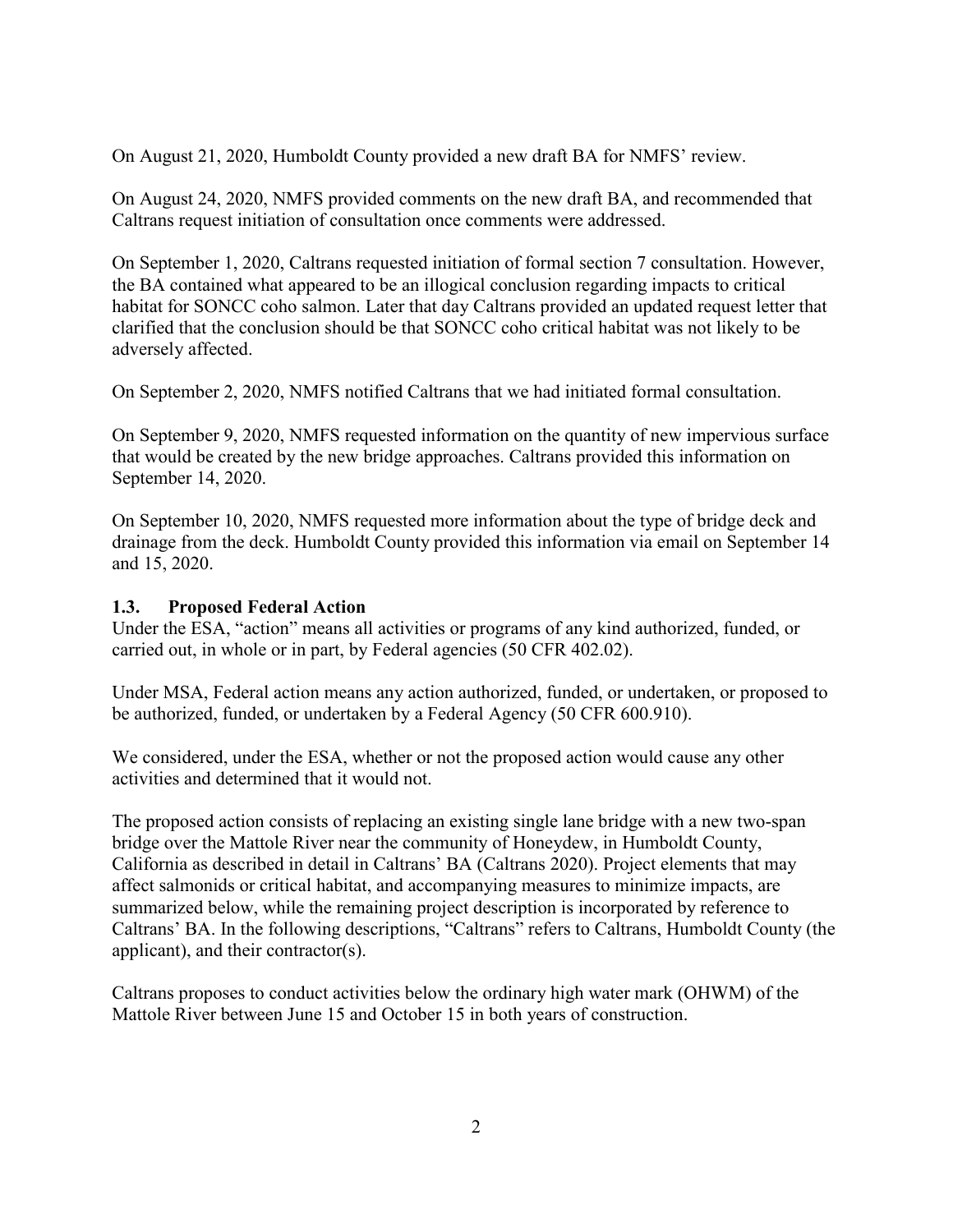On August 21, 2020, Humboldt County provided a new draft BA for NMFS' review.

On August 24, 2020, NMFS provided comments on the new draft BA, and recommended that Caltrans request initiation of consultation once comments were addressed.

On September 1, 2020, Caltrans requested initiation of formal section 7 consultation. However, the BA contained what appeared to be an illogical conclusion regarding impacts to critical habitat for SONCC coho salmon. Later that day Caltrans provided an updated request letter that clarified that the conclusion should be that SONCC coho critical habitat was not likely to be adversely affected.

On September 2, 2020, NMFS notified Caltrans that we had initiated formal consultation.

On September 9, 2020, NMFS requested information on the quantity of new impervious surface that would be created by the new bridge approaches. Caltrans provided this information on September 14, 2020.

On September 10, 2020, NMFS requested more information about the type of bridge deck and drainage from the deck. Humboldt County provided this information via email on September 14 and 15, 2020.

### 1.3. Proposed Federal Action

Under the ESA, "action" means all activities or programs of any kind authorized, funded, or carried out, in whole or in part, by Federal agencies (50 CFR 402.02).

Under MSA, Federal action means any action authorized, funded, or undertaken, or proposed to be authorized, funded, or undertaken by a Federal Agency (50 CFR 600.910).

We considered, under the ESA, whether or not the proposed action would cause any other activities and determined that it would not.

The proposed action consists of replacing an existing single lane bridge with a new two-span bridge over the Mattole River near the community of Honeydew, in Humboldt County, California as described in detail in Caltrans' BA (Caltrans 2020). Project elements that may affect salmonids or critical habitat, and accompanying measures to minimize impacts, are summarized below, while the remaining project description is incorporated by reference to Caltrans' BA. In the following descriptions, "Caltrans" refers to Caltrans, Humboldt County (the applicant), and their contractor(s).

Caltrans proposes to conduct activities below the ordinary high water mark (OHWM) of the Mattole River between June 15 and October 15 in both years of construction.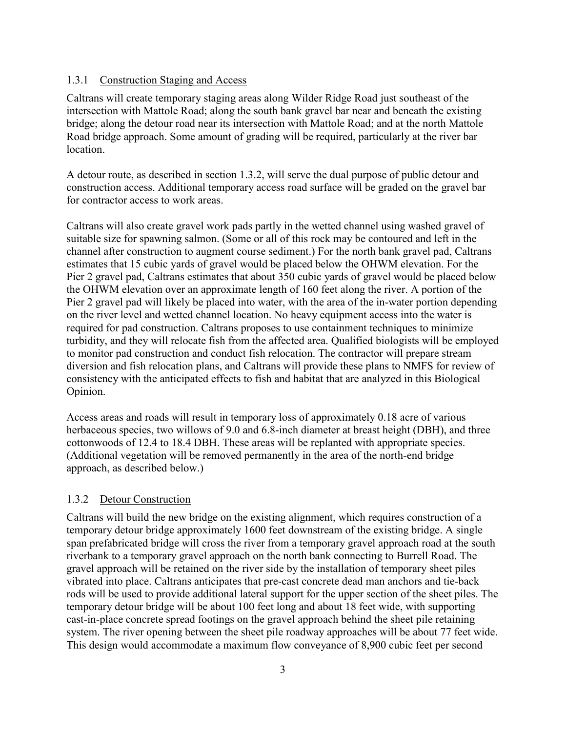### 1.3.1 Construction Staging and Access

Caltrans will create temporary staging areas along Wilder Ridge Road just southeast of the intersection with Mattole Road; along the south bank gravel bar near and beneath the existing bridge; along the detour road near its intersection with Mattole Road; and at the north Mattole Road bridge approach. Some amount of grading will be required, particularly at the river bar location.

A detour route, as described in section 1.3.2, will serve the dual purpose of public detour and construction access. Additional temporary access road surface will be graded on the gravel bar for contractor access to work areas.

Caltrans will also create gravel work pads partly in the wetted channel using washed gravel of suitable size for spawning salmon. (Some or all of this rock may be contoured and left in the channel after construction to augment course sediment.) For the north bank gravel pad, Caltrans estimates that 15 cubic yards of gravel would be placed below the OHWM elevation. For the Pier 2 gravel pad, Caltrans estimates that about 350 cubic yards of gravel would be placed below the OHWM elevation over an approximate length of 160 feet along the river. A portion of the Pier 2 gravel pad will likely be placed into water, with the area of the in-water portion depending on the river level and wetted channel location. No heavy equipment access into the water is required for pad construction. Caltrans proposes to use containment techniques to minimize turbidity, and they will relocate fish from the affected area. Qualified biologists will be employed to monitor pad construction and conduct fish relocation. The contractor will prepare stream diversion and fish relocation plans, and Caltrans will provide these plans to NMFS for review of consistency with the anticipated effects to fish and habitat that are analyzed in this Biological Opinion.

Access areas and roads will result in temporary loss of approximately 0.18 acre of various herbaceous species, two willows of 9.0 and 6.8-inch diameter at breast height (DBH), and three cottonwoods of 12.4 to 18.4 DBH. These areas will be replanted with appropriate species. (Additional vegetation will be removed permanently in the area of the north-end bridge approach, as described below.)

### 1.3.2 Detour Construction

Caltrans will build the new bridge on the existing alignment, which requires construction of a temporary detour bridge approximately 1600 feet downstream of the existing bridge. A single span prefabricated bridge will cross the river from a temporary gravel approach road at the south riverbank to a temporary gravel approach on the north bank connecting to Burrell Road. The gravel approach will be retained on the river side by the installation of temporary sheet piles vibrated into place. Caltrans anticipates that pre-cast concrete dead man anchors and tie-back rods will be used to provide additional lateral support for the upper section of the sheet piles. The temporary detour bridge will be about 100 feet long and about 18 feet wide, with supporting cast-in-place concrete spread footings on the gravel approach behind the sheet pile retaining system. The river opening between the sheet pile roadway approaches will be about 77 feet wide. This design would accommodate a maximum flow conveyance of 8,900 cubic feet per second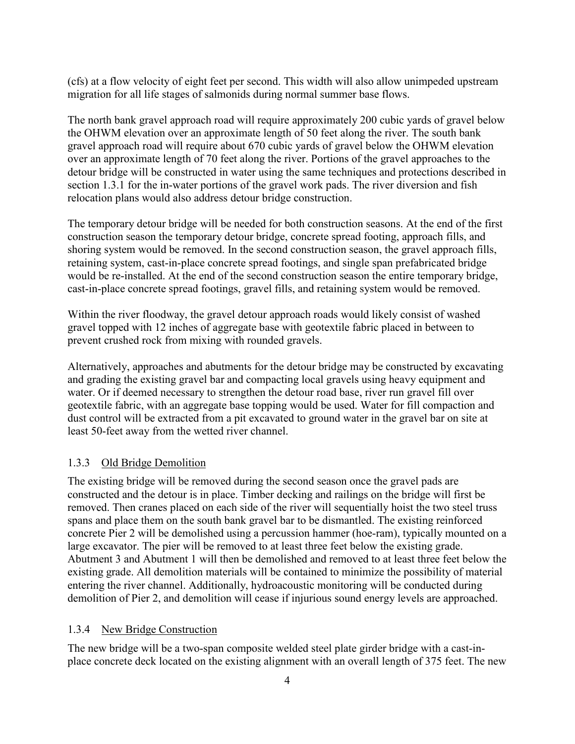(cfs) at a flow velocity of eight feet per second. This width will also allow unimpeded upstream migration for all life stages of salmonids during normal summer base flows.

The north bank gravel approach road will require approximately 200 cubic yards of gravel below the OHWM elevation over an approximate length of 50 feet along the river. The south bank gravel approach road will require about 670 cubic yards of gravel below the OHWM elevation over an approximate length of 70 feet along the river. Portions of the gravel approaches to the detour bridge will be constructed in water using the same techniques and protections described in section 1.3.1 for the in-water portions of the gravel work pads. The river diversion and fish relocation plans would also address detour bridge construction.

The temporary detour bridge will be needed for both construction seasons. At the end of the first construction season the temporary detour bridge, concrete spread footing, approach fills, and shoring system would be removed. In the second construction season, the gravel approach fills, retaining system, cast-in-place concrete spread footings, and single span prefabricated bridge would be re-installed. At the end of the second construction season the entire temporary bridge, cast-in-place concrete spread footings, gravel fills, and retaining system would be removed.

Within the river floodway, the gravel detour approach roads would likely consist of washed gravel topped with 12 inches of aggregate base with geotextile fabric placed in between to prevent crushed rock from mixing with rounded gravels.

Alternatively, approaches and abutments for the detour bridge may be constructed by excavating and grading the existing gravel bar and compacting local gravels using heavy equipment and water. Or if deemed necessary to strengthen the detour road base, river run gravel fill over geotextile fabric, with an aggregate base topping would be used. Water for fill compaction and dust control will be extracted from a pit excavated to ground water in the gravel bar on site at least 50-feet away from the wetted river channel.

### 1.3.3 Old Bridge Demolition

The existing bridge will be removed during the second season once the gravel pads are constructed and the detour is in place. Timber decking and railings on the bridge will first be removed. Then cranes placed on each side of the river will sequentially hoist the two steel truss spans and place them on the south bank gravel bar to be dismantled. The existing reinforced concrete Pier 2 will be demolished using a percussion hammer (hoe-ram), typically mounted on a large excavator. The pier will be removed to at least three feet below the existing grade. Abutment 3 and Abutment 1 will then be demolished and removed to at least three feet below the existing grade. All demolition materials will be contained to minimize the possibility of material entering the river channel. Additionally, hydroacoustic monitoring will be conducted during demolition of Pier 2, and demolition will cease if injurious sound energy levels are approached.

### 1.3.4 New Bridge Construction

The new bridge will be a two-span composite welded steel plate girder bridge with a cast-in-place concrete deck located on the existing alignment with an overall length of 375 feet. The new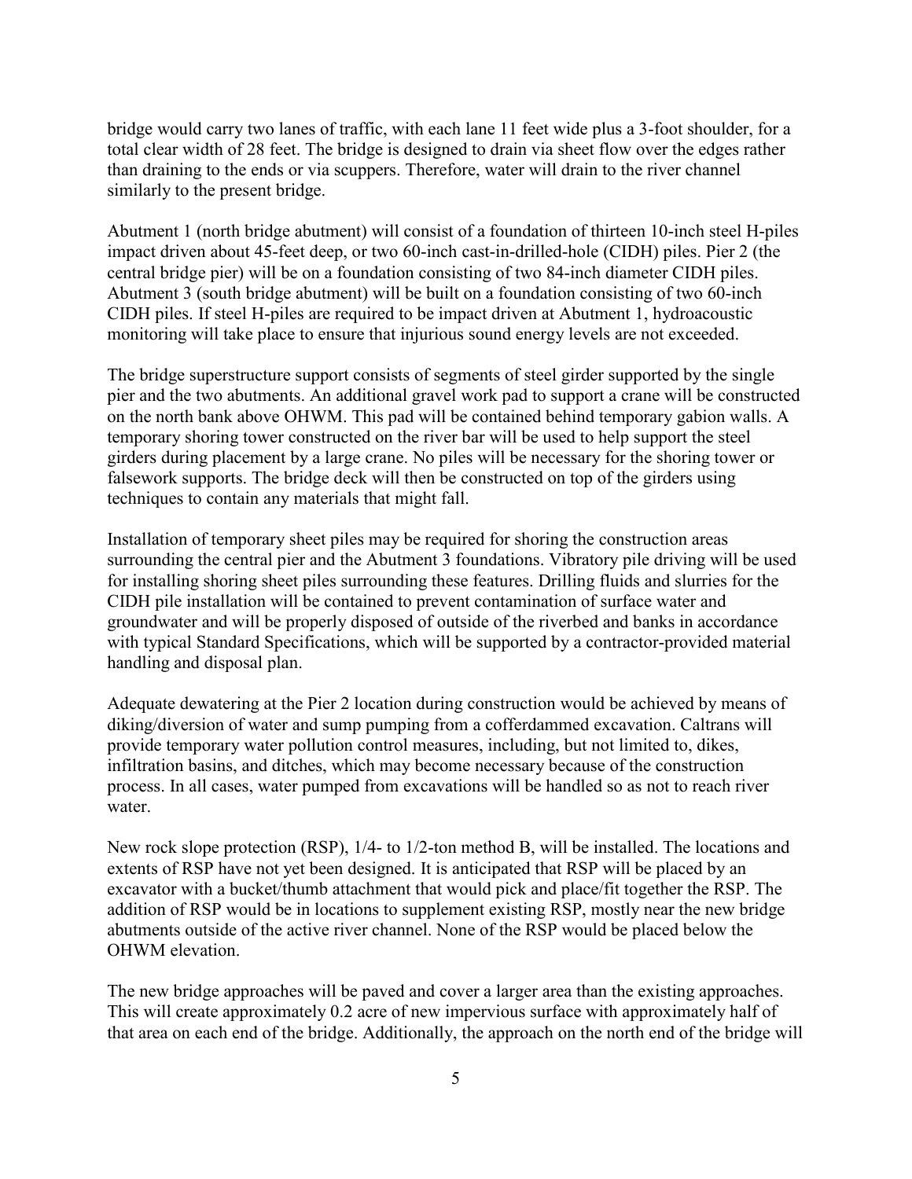bridge would carry two lanes of traffic, with each lane 11 feet wide plus a 3-foot shoulder, for a total clear width of 28 feet. The bridge is designed to drain via sheet flow over the edges rather than draining to the ends or via scuppers. Therefore, water will drain to the river channel similarly to the present bridge.

Abutment 1 (north bridge abutment) will consist of a foundation of thirteen 10-inch steel H-piles impact driven about 45-feet deep, or two 60-inch cast-in-drilled-hole (CIDH) piles. Pier 2 (the central bridge pier) will be on a foundation consisting of two 84-inch diameter CIDH piles. Abutment 3 (south bridge abutment) will be built on a foundation consisting of two 60-inch CIDH piles. If steel H-piles are required to be impact driven at Abutment 1, hydroacoustic monitoring will take place to ensure that injurious sound energy levels are not exceeded.

The bridge superstructure support consists of segments of steel girder supported by the single pier and the two abutments. An additional gravel work pad to support a crane will be constructed on the north bank above OHWM. This pad will be contained behind temporary gabion walls. A temporary shoring tower constructed on the river bar will be used to help support the steel girders during placement by a large crane. No piles will be necessary for the shoring tower or falsework supports. The bridge deck will then be constructed on top of the girders using techniques to contain any materials that might fall.

Installation of temporary sheet piles may be required for shoring the construction areas surrounding the central pier and the Abutment 3 foundations. Vibratory pile driving will be used for installing shoring sheet piles surrounding these features. Drilling fluids and slurries for the CIDH pile installation will be contained to prevent contamination of surface water and groundwater and will be properly disposed of outside of the riverbed and banks in accordance with typical Standard Specifications, which will be supported by a contractor-provided material handling and disposal plan.

Adequate dewatering at the Pier 2 location during construction would be achieved by means of diking/diversion of water and sump pumping from a cofferdammed excavation. Caltrans will provide temporary water pollution control measures, including, but not limited to, dikes, infiltration basins, and ditches, which may become necessary because of the construction process. In all cases, water pumped from excavations will be handled so as not to reach river water.

New rock slope protection (RSP), 1/4- to 1/2-ton method B, will be installed. The locations and extents of RSP have not yet been designed. It is anticipated that RSP will be placed by an excavator with a bucket/thumb attachment that would pick and place/fit together the RSP. The addition of RSP would be in locations to supplement existing RSP, mostly near the new bridge abutments outside of the active river channel. None of the RSP would be placed below the OHWM elevation.

The new bridge approaches will be paved and cover a larger area than the existing approaches. This will create approximately 0.2 acre of new impervious surface with approximately half of that area on each end of the bridge. Additionally, the approach on the north end of the bridge will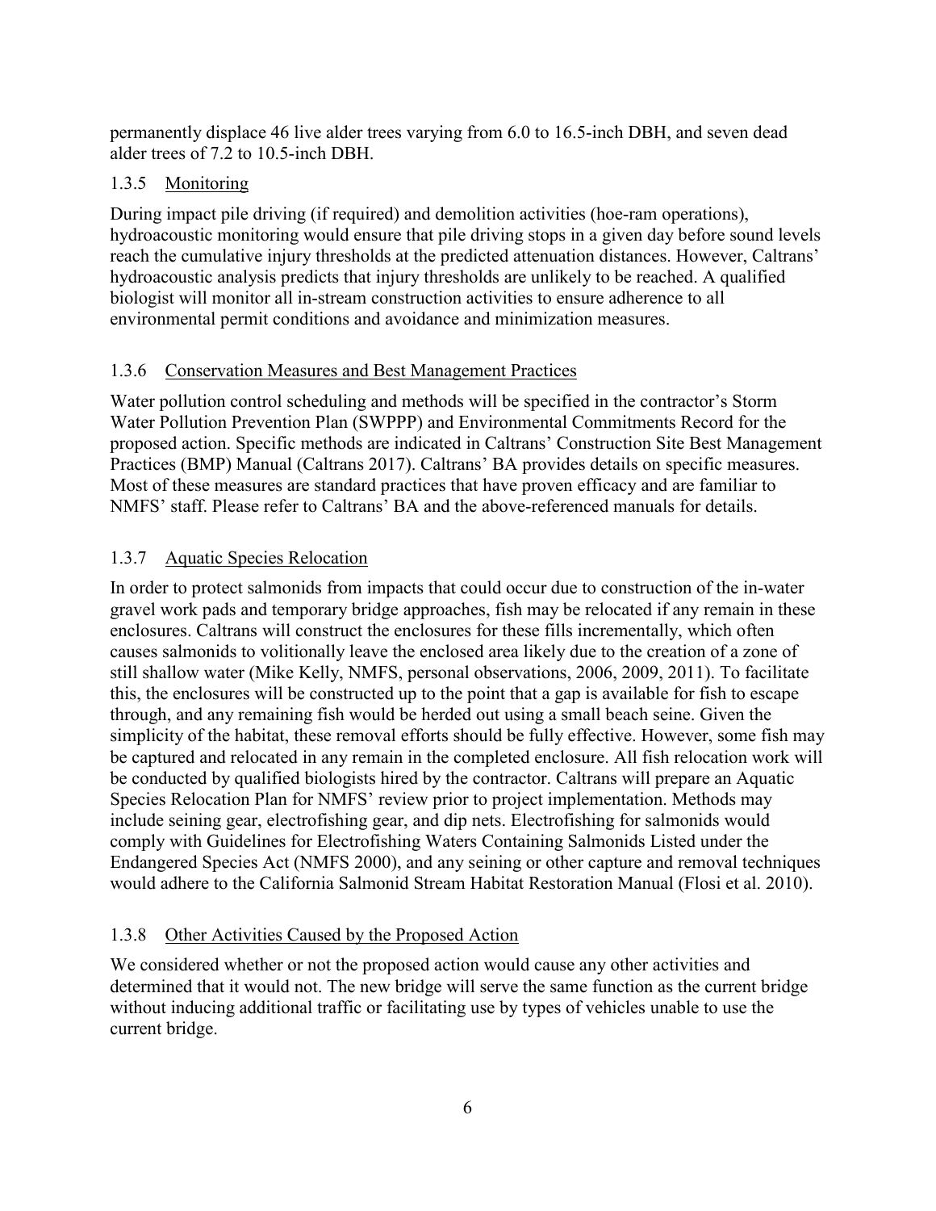permanently displace 46 live alder trees varying from 6.0 to 16.5-inch DBH, and seven dead alder trees of 7.2 to 10.5-inch DBH.

### 1.3.5 Monitoring

During impact pile driving (if required) and demolition activities (hoe-ram operations), hydroacoustic monitoring would ensure that pile driving stops in a given day before sound levels reach the cumulative injury thresholds at the predicted attenuation distances. However, Caltrans' hydroacoustic analysis predicts that injury thresholds are unlikely to be reached. A qualified biologist will monitor all in-stream construction activities to ensure adherence to all environmental permit conditions and avoidance and minimization measures.

### 1.3.6 Conservation Measures and Best Management Practices

Water pollution control scheduling and methods will be specified in the contractor's Storm Water Pollution Prevention Plan (SWPPP) and Environmental Commitments Record for the proposed action. Specific methods are indicated in Caltrans' Construction Site Best Management Practices (BMP) Manual (Caltrans 2017). Caltrans' BA provides details on specific measures. Most of these measures are standard practices that have proven efficacy and are familiar to NMFS' staff. Please refer to Caltrans' BA and the above-referenced manuals for details.

### 1.3.7 Aquatic Species Relocation

In order to protect salmonids from impacts that could occur due to construction of the in-water gravel work pads and temporary bridge approaches, fish may be relocated if any remain in these enclosures. Caltrans will construct the enclosures for these fills incrementally, which often causes salmonids to volitionally leave the enclosed area likely due to the creation of a zone of still shallow water (Mike Kelly, NMFS, personal observations, 2006, 2009, 2011). To facilitate this, the enclosures will be constructed up to the point that a gap is available for fish to escape through, and any remaining fish would be herded out using a small beach seine. Given the simplicity of the habitat, these removal efforts should be fully effective. However, some fish may be captured and relocated in any remain in the completed enclosure. All fish relocation work will be conducted by qualified biologists hired by the contractor. Caltrans will prepare an Aquatic Species Relocation Plan for NMFS' review prior to project implementation. Methods may include seining gear, electrofishing gear, and dip nets. Electrofishing for salmonids would comply with Guidelines for Electrofishing Waters Containing Salmonids Listed under the Endangered Species Act (NMFS 2000), and any seining or other capture and removal techniques would adhere to the California Salmonid Stream Habitat Restoration Manual (Flosi et al. 2010).

### 1.3.8 Other Activities Caused by the Proposed Action

We considered whether or not the proposed action would cause any other activities and determined that it would not. The new bridge will serve the same function as the current bridge without inducing additional traffic or facilitating use by types of vehicles unable to use the current bridge.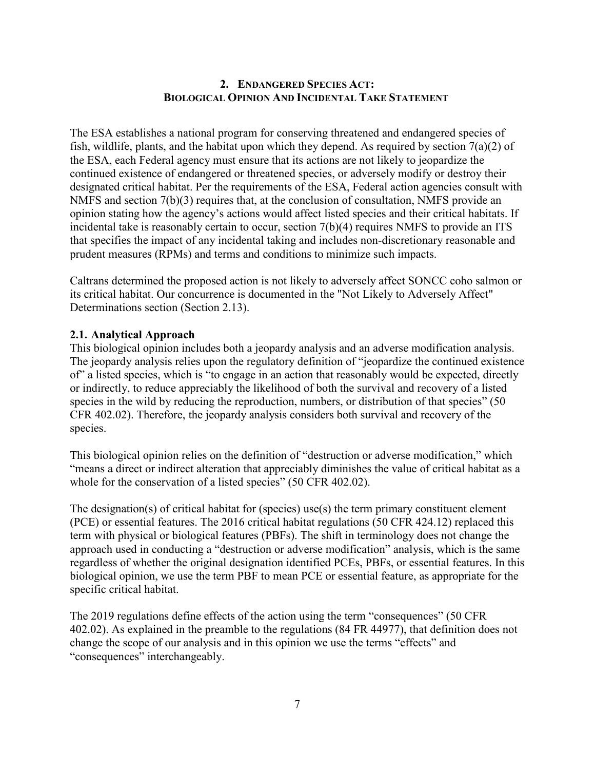## 2. ENDANGERED SPECIES ACT: BIOLOGICAL OPINION AND INCIDENTAL TAKE STATEMENT

The ESA establishes a national program for conserving threatened and endangered species of fish, wildlife, plants, and the habitat upon which they depend. As required by section 7(a)(2) of the ESA, each Federal agency must ensure that its actions are not likely to jeopardize the continued existence of endangered or threatened species, or adversely modify or destroy their designated critical habitat. Per the requirements of the ESA, Federal action agencies consult with NMFS and section 7(b)(3) requires that, at the conclusion of consultation, NMFS provide an opinion stating how the agency's actions would affect listed species and their critical habitats. If incidental take is reasonably certain to occur, section 7(b)(4) requires NMFS to provide an ITS that specifies the impact of any incidental taking and includes non-discretionary reasonable and prudent measures (RPMs) and terms and conditions to minimize such impacts.

Caltrans determined the proposed action is not likely to adversely affect SONCC coho salmon or its critical habitat. Our concurrence is documented in the "Not Likely to Adversely Affect" Determinations section (Section 2.13).

### 2.1. Analytical Approach

This biological opinion includes both a jeopardy analysis and an adverse modification analysis. The jeopardy analysis relies upon the regulatory definition of "jeopardize the continued existence of" a listed species, which is "to engage in an action that reasonably would be expected, directly or indirectly, to reduce appreciably the likelihood of both the survival and recovery of a listed species in the wild by reducing the reproduction, numbers, or distribution of that species" (50 CFR 402.02). Therefore, the jeopardy analysis considers both survival and recovery of the species.

This biological opinion relies on the definition of "destruction or adverse modification," which "means a direct or indirect alteration that appreciably diminishes the value of critical habitat as a whole for the conservation of a listed species" (50 CFR 402.02).

The designation(s) of critical habitat for (species) use(s) the term primary constituent element (PCE) or essential features. The 2016 critical habitat regulations (50 CFR 424.12) replaced this term with physical or biological features (PBFs). The shift in terminology does not change the approach used in conducting a "destruction or adverse modification" analysis, which is the same regardless of whether the original designation identified PCEs, PBFs, or essential features. In this biological opinion, we use the term PBF to mean PCE or essential feature, as appropriate for the specific critical habitat.

The 2019 regulations define effects of the action using the term "consequences" (50 CFR 402.02). As explained in the preamble to the regulations (84 FR 44977), that definition does not change the scope of our analysis and in this opinion we use the terms "effects" and "consequences" interchangeably.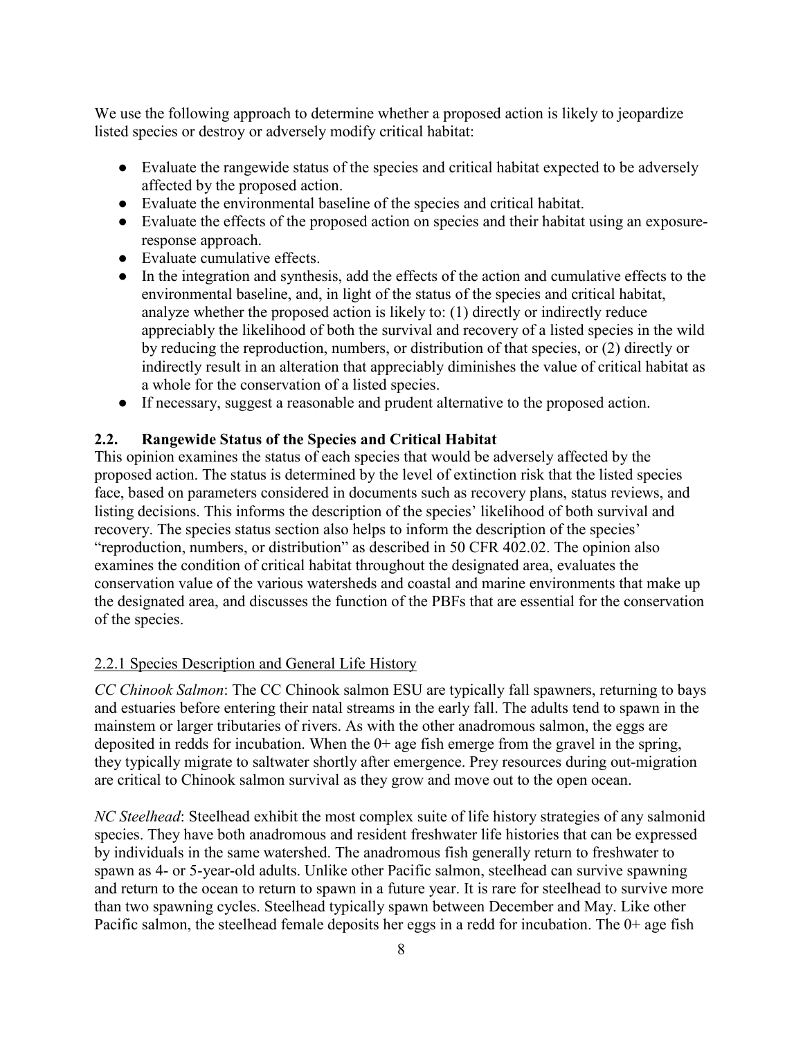We use the following approach to determine whether a proposed action is likely to jeopardize listed species or destroy or adversely modify critical habitat:

- Evaluate the rangewide status of the species and critical habitat expected to be adversely affected by the proposed action.
- Evaluate the environmental baseline of the species and critical habitat.
- Evaluate the effects of the proposed action on species and their habitat using an exposure-response approach.
- Evaluate cumulative effects.
- In the integration and synthesis, add the effects of the action and cumulative effects to the environmental baseline, and, in light of the status of the species and critical habitat, analyze whether the proposed action is likely to: (1) directly or indirectly reduce appreciably the likelihood of both the survival and recovery of a listed species in the wild by reducing the reproduction, numbers, or distribution of that species, or (2) directly or indirectly result in an alteration that appreciably diminishes the value of critical habitat as a whole for the conservation of a listed species.
- If necessary, suggest a reasonable and prudent alternative to the proposed action.

## 2.2. Rangewide Status of the Species and Critical Habitat

This opinion examines the status of each species that would be adversely affected by the proposed action. The status is determined by the level of extinction risk that the listed species face, based on parameters considered in documents such as recovery plans, status reviews, and listing decisions. This informs the description of the species' likelihood of both survival and recovery. The species status section also helps to inform the description of the species' "reproduction, numbers, or distribution" as described in 50 CFR 402.02. The opinion also examines the condition of critical habitat throughout the designated area, evaluates the conservation value of the various watersheds and coastal and marine environments that make up the designated area, and discusses the function of the PBFs that are essential for the conservation of the species.

### 2.2.1 Species Description and General Life History

*CC Chinook Salmon*: The CC Chinook salmon ESU are typically fall spawners, returning to bays and estuaries before entering their natal streams in the early fall. The adults tend to spawn in the mainstem or larger tributaries of rivers. As with the other anadromous salmon, the eggs are deposited in redds for incubation. When the 0+ age fish emerge from the gravel in the spring, they typically migrate to saltwater shortly after emergence. Prey resources during out-migration are critical to Chinook salmon survival as they grow and move out to the open ocean.

*NC Steelhead*: Steelhead exhibit the most complex suite of life history strategies of any salmonid species. They have both anadromous and resident freshwater life histories that can be expressed by individuals in the same watershed. The anadromous fish generally return to freshwater to spawn as 4- or 5-year-old adults. Unlike other Pacific salmon, steelhead can survive spawning and return to the ocean to return to spawn in a future year. It is rare for steelhead to survive more than two spawning cycles. Steelhead typically spawn between December and May. Like other Pacific salmon, the steelhead female deposits her eggs in a redd for incubation. The 0+ age fish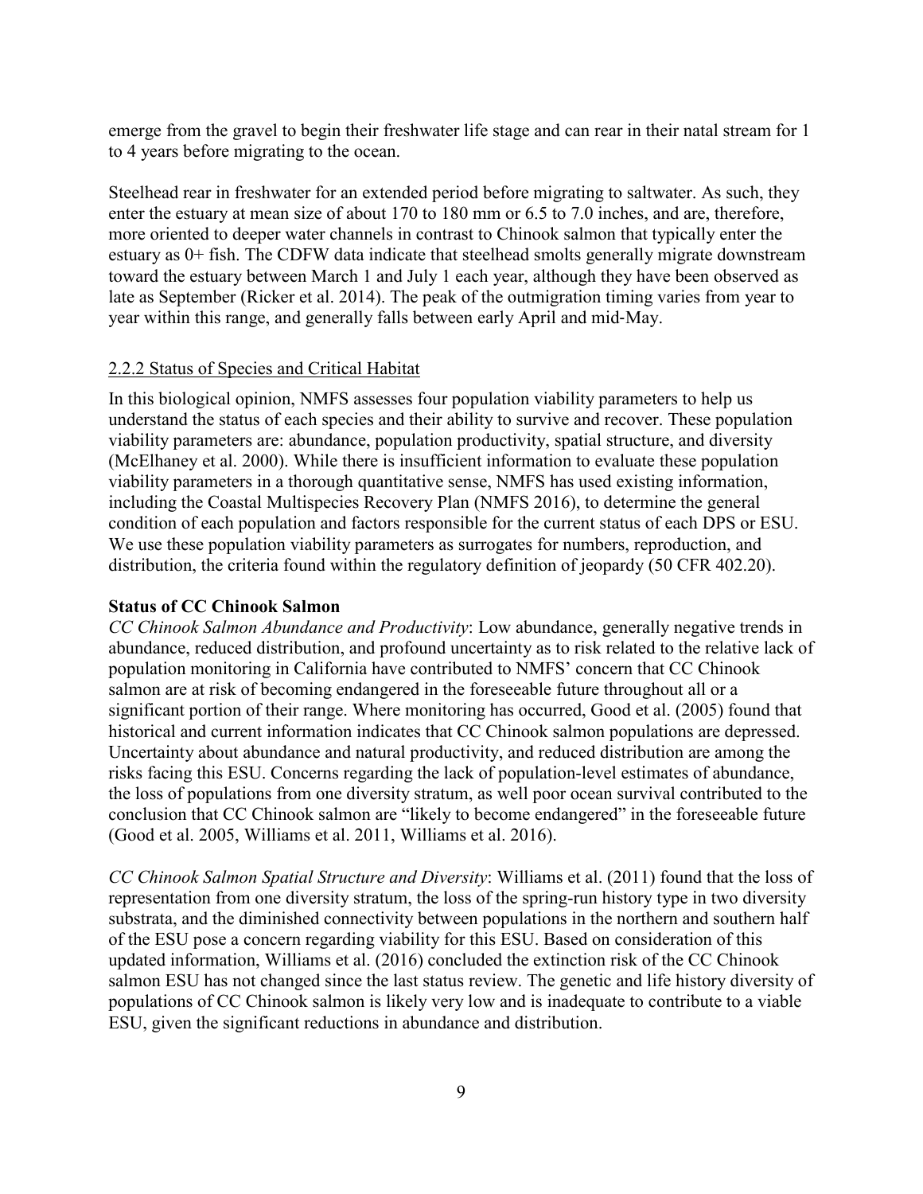emerge from the gravel to begin their freshwater life stage and can rear in their natal stream for 1 to 4 years before migrating to the ocean.

Steelhead rear in freshwater for an extended period before migrating to saltwater. As such, they enter the estuary at mean size of about 170 to 180 mm or 6.5 to 7.0 inches, and are, therefore, more oriented to deeper water channels in contrast to Chinook salmon that typically enter the estuary as 0+ fish. The CDFW data indicate that steelhead smolts generally migrate downstream toward the estuary between March 1 and July 1 each year, although they have been observed as late as September (Ricker et al. 2014). The peak of the outmigration timing varies from year to year within this range, and generally falls between early April and mid-May.

### 2.2.2 Status of Species and Critical Habitat

In this biological opinion, NMFS assesses four population viability parameters to help us understand the status of each species and their ability to survive and recover. These population viability parameters are: abundance, population productivity, spatial structure, and diversity (McElhaney et al. 2000). While there is insufficient information to evaluate these population viability parameters in a thorough quantitative sense, NMFS has used existing information, including the Coastal Multispecies Recovery Plan (NMFS 2016), to determine the general condition of each population and factors responsible for the current status of each DPS or ESU. We use these population viability parameters as surrogates for numbers, reproduction, and distribution, the criteria found within the regulatory definition of jeopardy (50 CFR 402.20).

**Status of CC Chinook Salmon**

*CC Chinook Salmon Abundance and Productivity*: Low abundance, generally negative trends in abundance, reduced distribution, and profound uncertainty as to risk related to the relative lack of population monitoring in California have contributed to NMFS' concern that CC Chinook salmon are at risk of becoming endangered in the foreseeable future throughout all or a significant portion of their range. Where monitoring has occurred, Good et al. (2005) found that historical and current information indicates that CC Chinook salmon populations are depressed. Uncertainty about abundance and natural productivity, and reduced distribution are among the risks facing this ESU. Concerns regarding the lack of population-level estimates of abundance, the loss of populations from one diversity stratum, as well poor ocean survival contributed to the conclusion that CC Chinook salmon are "likely to become endangered" in the foreseeable future (Good et al. 2005, Williams et al. 2011, Williams et al. 2016).

*CC Chinook Salmon Spatial Structure and Diversity*: Williams et al. (2011) found that the loss of representation from one diversity stratum, the loss of the spring-run history type in two diversity substrata, and the diminished connectivity between populations in the northern and southern half of the ESU pose a concern regarding viability for this ESU. Based on consideration of this updated information, Williams et al. (2016) concluded the extinction risk of the CC Chinook salmon ESU has not changed since the last status review. The genetic and life history diversity of populations of CC Chinook salmon is likely very low and is inadequate to contribute to a viable ESU, given the significant reductions in abundance and distribution.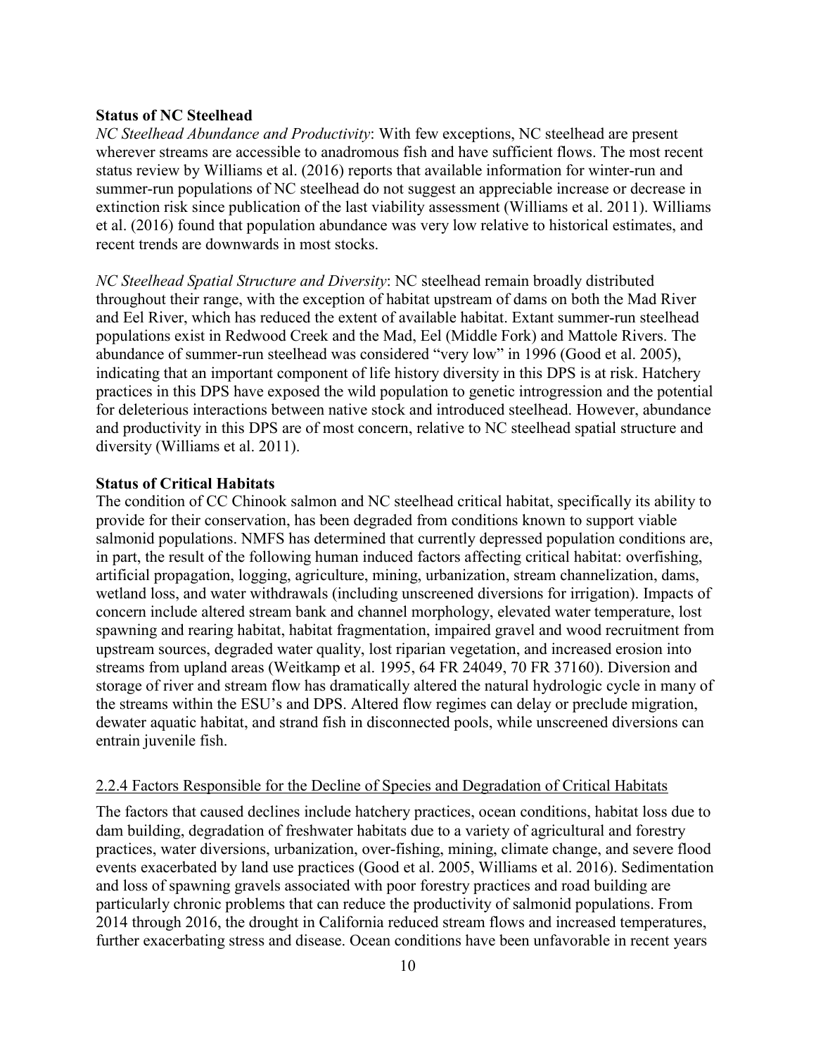**Status of NC Steelhead**

*NC Steelhead Abundance and Productivity*: With few exceptions, NC steelhead are present wherever streams are accessible to anadromous fish and have sufficient flows. The most recent status review by Williams et al. (2016) reports that available information for winter-run and summer-run populations of NC steelhead do not suggest an appreciable increase or decrease in extinction risk since publication of the last viability assessment (Williams et al. 2011). Williams et al. (2016) found that population abundance was very low relative to historical estimates, and recent trends are downwards in most stocks.

*NC Steelhead Spatial Structure and Diversity*: NC steelhead remain broadly distributed throughout their range, with the exception of habitat upstream of dams on both the Mad River and Eel River, which has reduced the extent of available habitat. Extant summer-run steelhead populations exist in Redwood Creek and the Mad, Eel (Middle Fork) and Mattole Rivers. The abundance of summer-run steelhead was considered "very low" in 1996 (Good et al. 2005), indicating that an important component of life history diversity in this DPS is at risk. Hatchery practices in this DPS have exposed the wild population to genetic introgression and the potential for deleterious interactions between native stock and introduced steelhead. However, abundance and productivity in this DPS are of most concern, relative to NC steelhead spatial structure and diversity (Williams et al. 2011).

**Status of Critical Habitats**

The condition of CC Chinook salmon and NC steelhead critical habitat, specifically its ability to provide for their conservation, has been degraded from conditions known to support viable salmonid populations. NMFS has determined that currently depressed population conditions are, in part, the result of the following human induced factors affecting critical habitat: overfishing, artificial propagation, logging, agriculture, mining, urbanization, stream channelization, dams, wetland loss, and water withdrawals (including unscreened diversions for irrigation). Impacts of concern include altered stream bank and channel morphology, elevated water temperature, lost spawning and rearing habitat, habitat fragmentation, impaired gravel and wood recruitment from upstream sources, degraded water quality, lost riparian vegetation, and increased erosion into streams from upland areas (Weitkamp et al. 1995, 64 FR 24049, 70 FR 37160). Diversion and storage of river and stream flow has dramatically altered the natural hydrologic cycle in many of the streams within the ESU's and DPS. Altered flow regimes can delay or preclude migration, dewater aquatic habitat, and strand fish in disconnected pools, while unscreened diversions can entrain juvenile fish.

### 2.2.4 Factors Responsible for the Decline of Species and Degradation of Critical Habitats

The factors that caused declines include hatchery practices, ocean conditions, habitat loss due to dam building, degradation of freshwater habitats due to a variety of agricultural and forestry practices, water diversions, urbanization, over-fishing, mining, climate change, and severe flood events exacerbated by land use practices (Good et al. 2005, Williams et al. 2016). Sedimentation and loss of spawning gravels associated with poor forestry practices and road building are particularly chronic problems that can reduce the productivity of salmonid populations. From 2014 through 2016, the drought in California reduced stream flows and increased temperatures, further exacerbating stress and disease. Ocean conditions have been unfavorable in recent years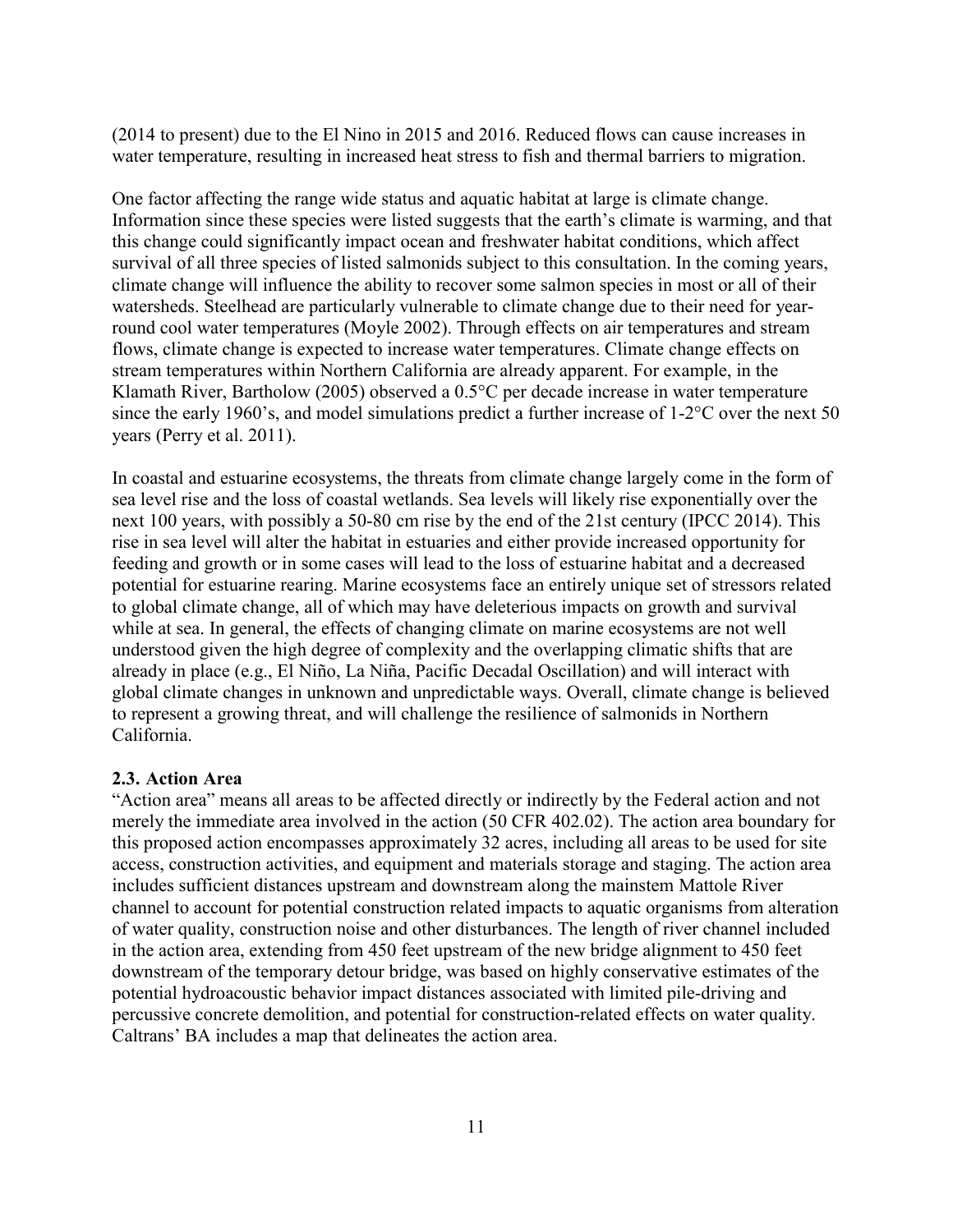(2014 to present) due to the El Nino in 2015 and 2016. Reduced flows can cause increases in water temperature, resulting in increased heat stress to fish and thermal barriers to migration.

One factor affecting the range wide status and aquatic habitat at large is climate change. Information since these species were listed suggests that the earth's climate is warming, and that this change could significantly impact ocean and freshwater habitat conditions, which affect survival of all three species of listed salmonids subject to this consultation. In the coming years, climate change will influence the ability to recover some salmon species in most or all of their watersheds. Steelhead are particularly vulnerable to climate change due to their need for year-round cool water temperatures (Moyle 2002). Through effects on air temperatures and stream flows, climate change is expected to increase water temperatures. Climate change effects on stream temperatures within Northern California are already apparent. For example, in the Klamath River, Bartholow (2005) observed a 0.5°C per decade increase in water temperature since the early 1960's, and model simulations predict a further increase of 1-2°C over the next 50 years (Perry et al. 2011).

In coastal and estuarine ecosystems, the threats from climate change largely come in the form of sea level rise and the loss of coastal wetlands. Sea levels will likely rise exponentially over the next 100 years, with possibly a 50-80 cm rise by the end of the 21st century (IPCC 2014). This rise in sea level will alter the habitat in estuaries and either provide increased opportunity for feeding and growth or in some cases will lead to the loss of estuarine habitat and a decreased potential for estuarine rearing. Marine ecosystems face an entirely unique set of stressors related to global climate change, all of which may have deleterious impacts on growth and survival while at sea. In general, the effects of changing climate on marine ecosystems are not well understood given the high degree of complexity and the overlapping climatic shifts that are already in place (e.g., El Niño, La Niña, Pacific Decadal Oscillation) and will interact with global climate changes in unknown and unpredictable ways. Overall, climate change is believed to represent a growing threat, and will challenge the resilience of salmonids in Northern California.

### 2.3. Action Area

"Action area" means all areas to be affected directly or indirectly by the Federal action and not merely the immediate area involved in the action (50 CFR 402.02). The action area boundary for this proposed action encompasses approximately 32 acres, including all areas to be used for site access, construction activities, and equipment and materials storage and staging. The action area includes sufficient distances upstream and downstream along the mainstem Mattole River channel to account for potential construction related impacts to aquatic organisms from alteration of water quality, construction noise and other disturbances. The length of river channel included in the action area, extending from 450 feet upstream of the new bridge alignment to 450 feet downstream of the temporary detour bridge, was based on highly conservative estimates of the potential hydroacoustic behavior impact distances associated with limited pile-driving and percussive concrete demolition, and potential for construction-related effects on water quality. Caltrans' BA includes a map that delineates the action area.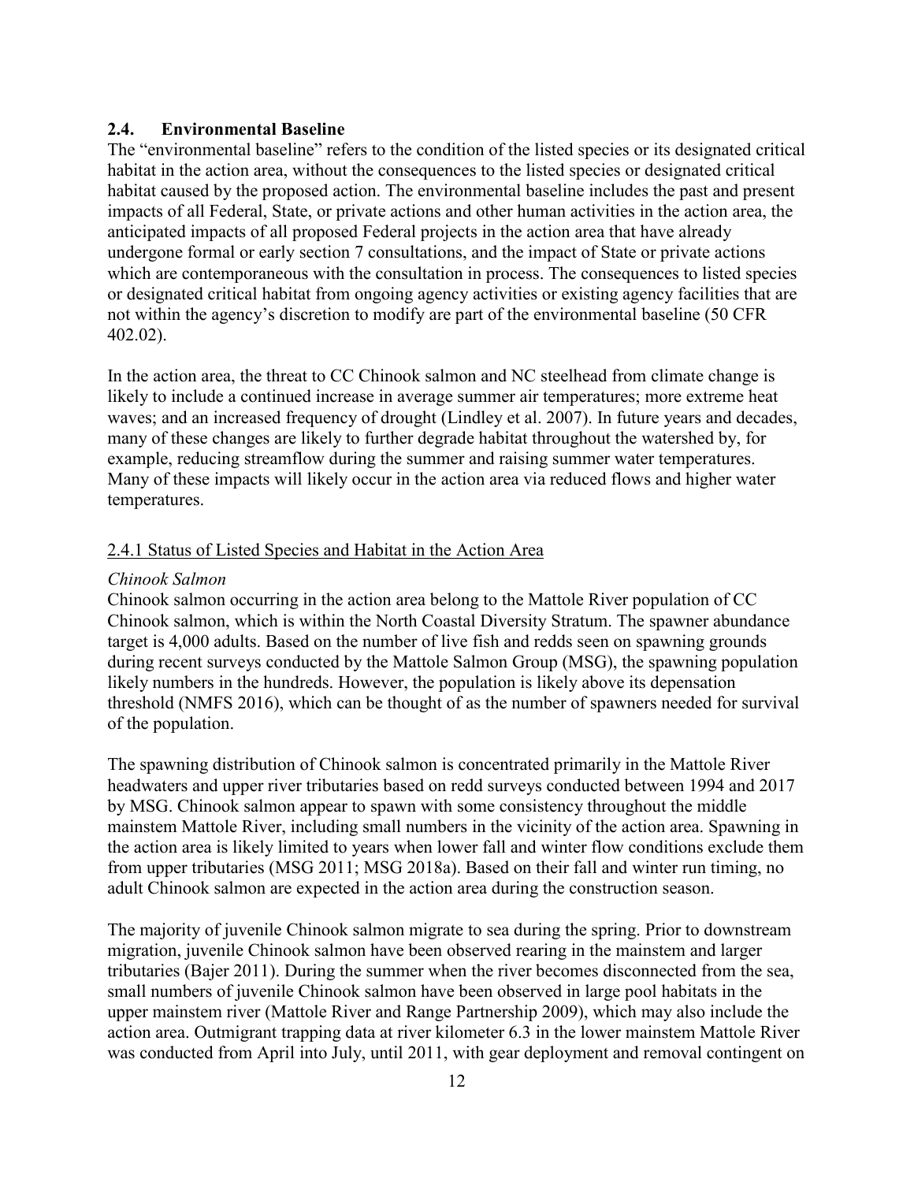## 2.4. Environmental Baseline

The "environmental baseline" refers to the condition of the listed species or its designated critical habitat in the action area, without the consequences to the listed species or designated critical habitat caused by the proposed action. The environmental baseline includes the past and present impacts of all Federal, State, or private actions and other human activities in the action area, the anticipated impacts of all proposed Federal projects in the action area that have already undergone formal or early section 7 consultations, and the impact of State or private actions which are contemporaneous with the consultation in process. The consequences to listed species or designated critical habitat from ongoing agency activities or existing agency facilities that are not within the agency's discretion to modify are part of the environmental baseline (50 CFR 402.02).

In the action area, the threat to CC Chinook salmon and NC steelhead from climate change is likely to include a continued increase in average summer air temperatures; more extreme heat waves; and an increased frequency of drought (Lindley et al. 2007). In future years and decades, many of these changes are likely to further degrade habitat throughout the watershed by, for example, reducing streamflow during the summer and raising summer water temperatures. Many of these impacts will likely occur in the action area via reduced flows and higher water temperatures.

### 2.4.1 Status of Listed Species and Habitat in the Action Area

*Chinook Salmon*

Chinook salmon occurring in the action area belong to the Mattole River population of CC Chinook salmon, which is within the North Coastal Diversity Stratum. The spawner abundance target is 4,000 adults. Based on the number of live fish and redds seen on spawning grounds during recent surveys conducted by the Mattole Salmon Group (MSG), the spawning population likely numbers in the hundreds. However, the population is likely above its depensation threshold (NMFS 2016), which can be thought of as the number of spawners needed for survival of the population.

The spawning distribution of Chinook salmon is concentrated primarily in the Mattole River headwaters and upper river tributaries based on redd surveys conducted between 1994 and 2017 by MSG. Chinook salmon appear to spawn with some consistency throughout the middle mainstem Mattole River, including small numbers in the vicinity of the action area. Spawning in the action area is likely limited to years when lower fall and winter flow conditions exclude them from upper tributaries (MSG 2011; MSG 2018a). Based on their fall and winter run timing, no adult Chinook salmon are expected in the action area during the construction season.

The majority of juvenile Chinook salmon migrate to sea during the spring. Prior to downstream migration, juvenile Chinook salmon have been observed rearing in the mainstem and larger tributaries (Bajer 2011). During the summer when the river becomes disconnected from the sea, small numbers of juvenile Chinook salmon have been observed in large pool habitats in the upper mainstem river (Mattole River and Range Partnership 2009), which may also include the action area. Outmigrant trapping data at river kilometer 6.3 in the lower mainstem Mattole River was conducted from April into July, until 2011, with gear deployment and removal contingent on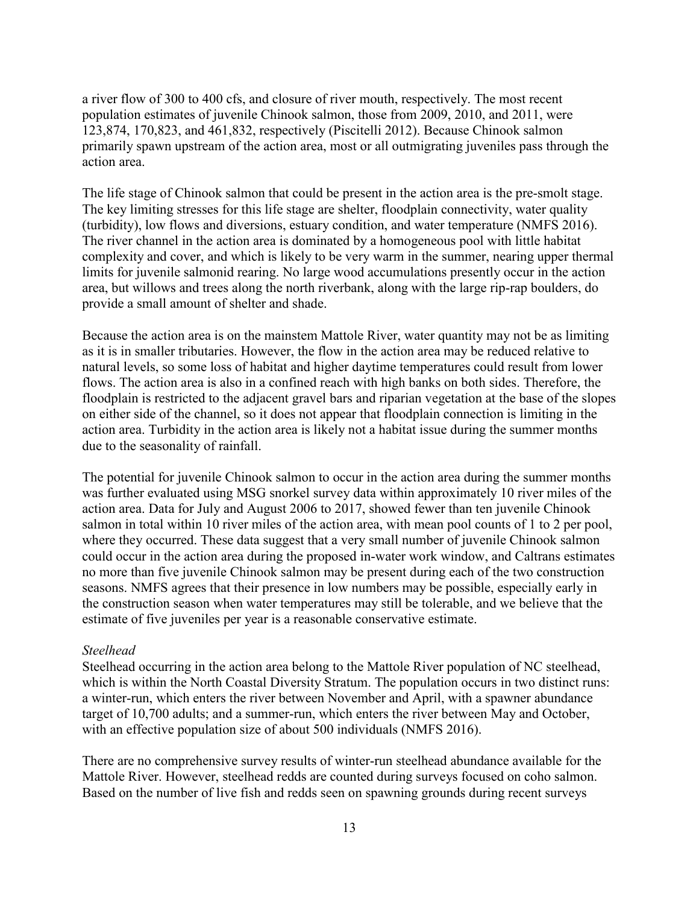a river flow of 300 to 400 cfs, and closure of river mouth, respectively. The most recent population estimates of juvenile Chinook salmon, those from 2009, 2010, and 2011, were 123,874, 170,823, and 461,832, respectively (Piscitelli 2012). Because Chinook salmon primarily spawn upstream of the action area, most or all outmigrating juveniles pass through the action area.

The life stage of Chinook salmon that could be present in the action area is the pre-smolt stage. The key limiting stresses for this life stage are shelter, floodplain connectivity, water quality (turbidity), low flows and diversions, estuary condition, and water temperature (NMFS 2016). The river channel in the action area is dominated by a homogeneous pool with little habitat complexity and cover, and which is likely to be very warm in the summer, nearing upper thermal limits for juvenile salmonid rearing. No large wood accumulations presently occur in the action area, but willows and trees along the north riverbank, along with the large rip-rap boulders, do provide a small amount of shelter and shade.

Because the action area is on the mainstem Mattole River, water quantity may not be as limiting as it is in smaller tributaries. However, the flow in the action area may be reduced relative to natural levels, so some loss of habitat and higher daytime temperatures could result from lower flows. The action area is also in a confined reach with high banks on both sides. Therefore, the floodplain is restricted to the adjacent gravel bars and riparian vegetation at the base of the slopes on either side of the channel, so it does not appear that floodplain connection is limiting in the action area. Turbidity in the action area is likely not a habitat issue during the summer months due to the seasonality of rainfall.

The potential for juvenile Chinook salmon to occur in the action area during the summer months was further evaluated using MSG snorkel survey data within approximately 10 river miles of the action area. Data for July and August 2006 to 2017, showed fewer than ten juvenile Chinook salmon in total within 10 river miles of the action area, with mean pool counts of 1 to 2 per pool, where they occurred. These data suggest that a very small number of juvenile Chinook salmon could occur in the action area during the proposed in-water work window, and Caltrans estimates no more than five juvenile Chinook salmon may be present during each of the two construction seasons. NMFS agrees that their presence in low numbers may be possible, especially early in the construction season when water temperatures may still be tolerable, and we believe that the estimate of five juveniles per year is a reasonable conservative estimate.

*Steelhead*

Steelhead occurring in the action area belong to the Mattole River population of NC steelhead, which is within the North Coastal Diversity Stratum. The population occurs in two distinct runs: a winter-run, which enters the river between November and April, with a spawner abundance target of 10,700 adults; and a summer-run, which enters the river between May and October, with an effective population size of about 500 individuals (NMFS 2016).

There are no comprehensive survey results of winter-run steelhead abundance available for the Mattole River. However, steelhead redds are counted during surveys focused on coho salmon. Based on the number of live fish and redds seen on spawning grounds during recent surveys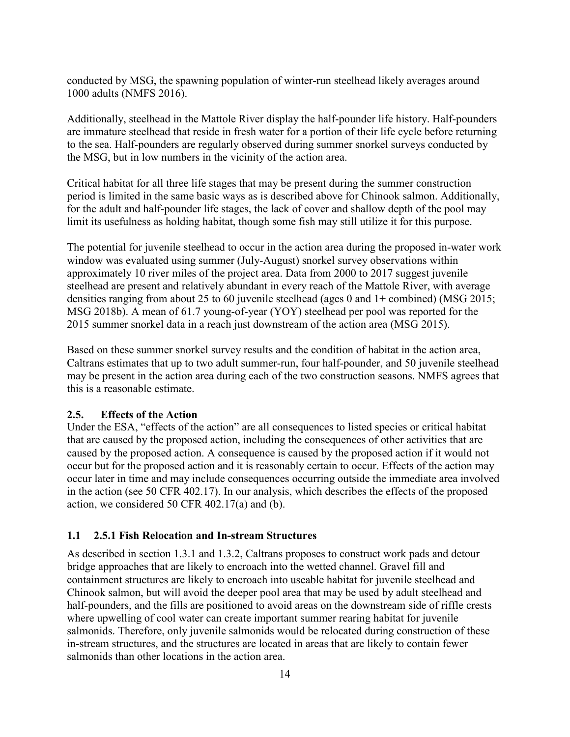conducted by MSG, the spawning population of winter-run steelhead likely averages around 1000 adults (NMFS 2016).

Additionally, steelhead in the Mattole River display the half-pounder life history. Half-pounders are immature steelhead that reside in fresh water for a portion of their life cycle before returning to the sea. Half-pounders are regularly observed during summer snorkel surveys conducted by the MSG, but in low numbers in the vicinity of the action area.

Critical habitat for all three life stages that may be present during the summer construction period is limited in the same basic ways as is described above for Chinook salmon. Additionally, for the adult and half-pounder life stages, the lack of cover and shallow depth of the pool may limit its usefulness as holding habitat, though some fish may still utilize it for this purpose.

The potential for juvenile steelhead to occur in the action area during the proposed in-water work window was evaluated using summer (July-August) snorkel survey observations within approximately 10 river miles of the project area. Data from 2000 to 2017 suggest juvenile steelhead are present and relatively abundant in every reach of the Mattole River, with average densities ranging from about 25 to 60 juvenile steelhead (ages 0 and 1+ combined) (MSG 2015; MSG 2018b). A mean of 61.7 young-of-year (YOY) steelhead per pool was reported for the 2015 summer snorkel data in a reach just downstream of the action area (MSG 2015).

Based on these summer snorkel survey results and the condition of habitat in the action area, Caltrans estimates that up to two adult summer-run, four half-pounder, and 50 juvenile steelhead may be present in the action area during each of the two construction seasons. NMFS agrees that this is a reasonable estimate.

## 2.5. Effects of the Action

Under the ESA, "effects of the action" are all consequences to listed species or critical habitat that are caused by the proposed action, including the consequences of other activities that are caused by the proposed action. A consequence is caused by the proposed action if it would not occur but for the proposed action and it is reasonably certain to occur. Effects of the action may occur later in time and may include consequences occurring outside the immediate area involved in the action (see 50 CFR 402.17). In our analysis, which describes the effects of the proposed action, we considered 50 CFR 402.17(a) and (b).

### 1.1 2.5.1 Fish Relocation and In-stream Structures

As described in section 1.3.1 and 1.3.2, Caltrans proposes to construct work pads and detour bridge approaches that are likely to encroach into the wetted channel. Gravel fill and containment structures are likely to encroach into useable habitat for juvenile steelhead and Chinook salmon, but will avoid the deeper pool area that may be used by adult steelhead and half-pounders, and the fills are positioned to avoid areas on the downstream side of riffle crests where upwelling of cool water can create important summer rearing habitat for juvenile salmonids. Therefore, only juvenile salmonids would be relocated during construction of these in-stream structures, and the structures are located in areas that are likely to contain fewer salmonids than other locations in the action area.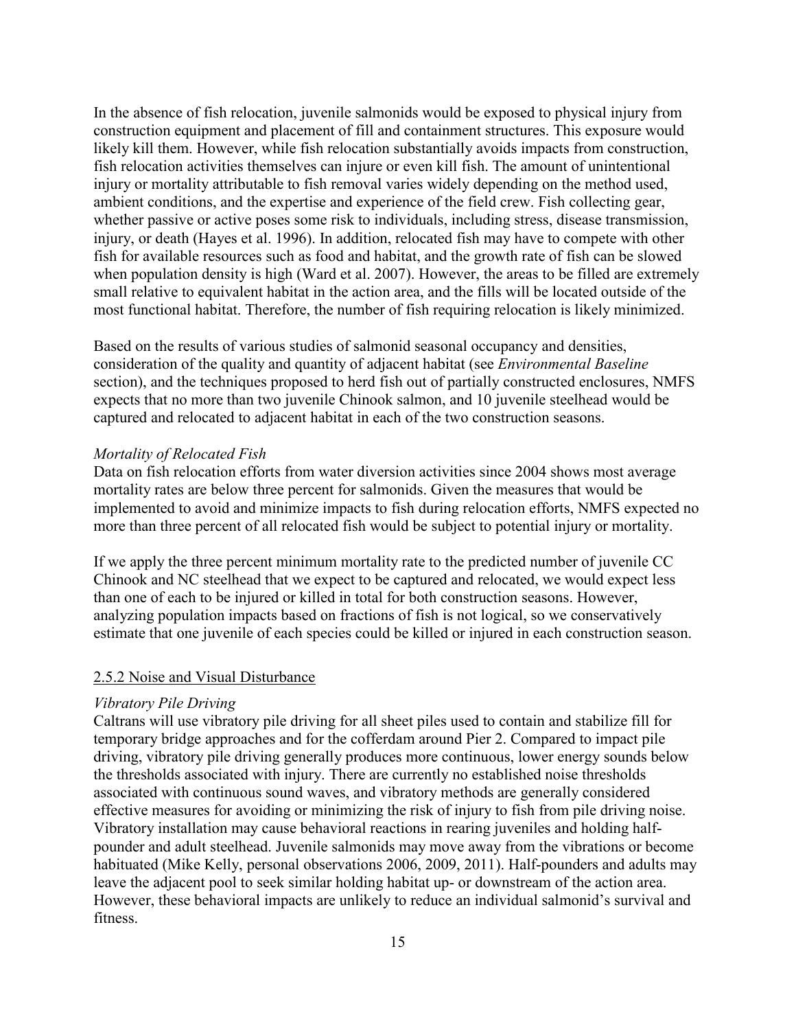In the absence of fish relocation, juvenile salmonids would be exposed to physical injury from construction equipment and placement of fill and containment structures. This exposure would likely kill them. However, while fish relocation substantially avoids impacts from construction, fish relocation activities themselves can injure or even kill fish. The amount of unintentional injury or mortality attributable to fish removal varies widely depending on the method used, ambient conditions, and the expertise and experience of the field crew. Fish collecting gear, whether passive or active poses some risk to individuals, including stress, disease transmission, injury, or death (Hayes et al. 1996). In addition, relocated fish may have to compete with other fish for available resources such as food and habitat, and the growth rate of fish can be slowed when population density is high (Ward et al. 2007). However, the areas to be filled are extremely small relative to equivalent habitat in the action area, and the fills will be located outside of the most functional habitat. Therefore, the number of fish requiring relocation is likely minimized.

Based on the results of various studies of salmonid seasonal occupancy and densities, consideration of the quality and quantity of adjacent habitat (see *Environmental Baseline* section), and the techniques proposed to herd fish out of partially constructed enclosures, NMFS expects that no more than two juvenile Chinook salmon, and 10 juvenile steelhead would be captured and relocated to adjacent habitat in each of the two construction seasons.

*Mortality of Relocated Fish*

Data on fish relocation efforts from water diversion activities since 2004 shows most average mortality rates are below three percent for salmonids. Given the measures that would be implemented to avoid and minimize impacts to fish during relocation efforts, NMFS expected no more than three percent of all relocated fish would be subject to potential injury or mortality.

If we apply the three percent minimum mortality rate to the predicted number of juvenile CC Chinook and NC steelhead that we expect to be captured and relocated, we would expect less than one of each to be injured or killed in total for both construction seasons. However, analyzing population impacts based on fractions of fish is not logical, so we conservatively estimate that one juvenile of each species could be killed or injured in each construction season.

### 2.5.2 Noise and Visual Disturbance

*Vibratory Pile Driving*

Caltrans will use vibratory pile driving for all sheet piles used to contain and stabilize fill for temporary bridge approaches and for the cofferdam around Pier 2. Compared to impact pile driving, vibratory pile driving generally produces more continuous, lower energy sounds below the thresholds associated with injury. There are currently no established noise thresholds associated with continuous sound waves, and vibratory methods are generally considered effective measures for avoiding or minimizing the risk of injury to fish from pile driving noise. Vibratory installation may cause behavioral reactions in rearing juveniles and holding half-pounder and adult steelhead. Juvenile salmonids may move away from the vibrations or become habituated (Mike Kelly, personal observations 2006, 2009, 2011). Half-pounders and adults may leave the adjacent pool to seek similar holding habitat up- or downstream of the action area. However, these behavioral impacts are unlikely to reduce an individual salmonid's survival and fitness.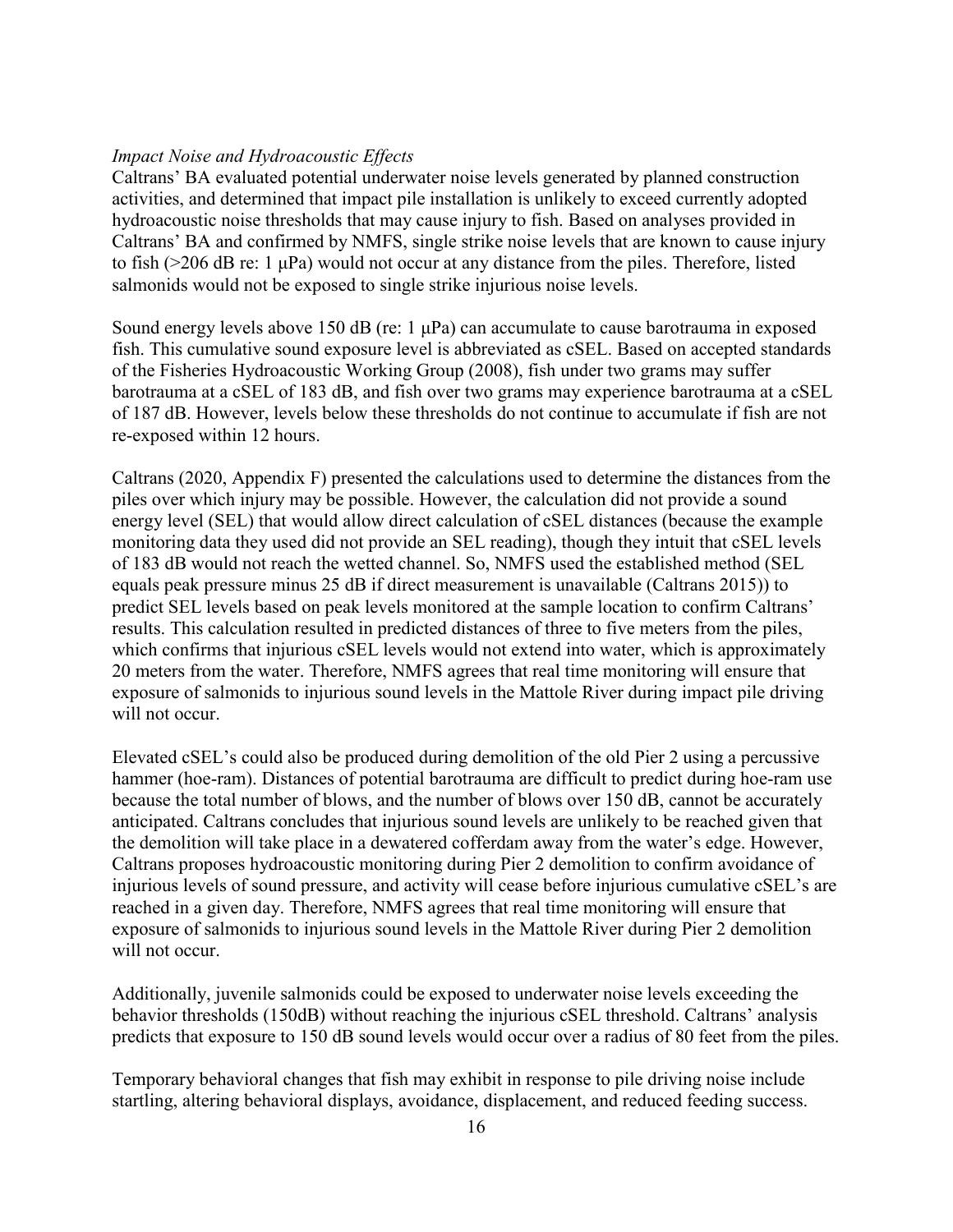*Impact Noise and Hydroacoustic Effects*

Caltrans' BA evaluated potential underwater noise levels generated by planned construction activities, and determined that impact pile installation is unlikely to exceed currently adopted hydroacoustic noise thresholds that may cause injury to fish. Based on analyses provided in Caltrans' BA and confirmed by NMFS, single strike noise levels that are known to cause injury to fish (>206 dB re: 1 μPa) would not occur at any distance from the piles. Therefore, listed salmonids would not be exposed to single strike injurious noise levels.

Sound energy levels above 150 dB (re: 1 μPa) can accumulate to cause barotrauma in exposed fish. This cumulative sound exposure level is abbreviated as cSEL. Based on accepted standards of the Fisheries Hydroacoustic Working Group (2008), fish under two grams may suffer barotrauma at a cSEL of 183 dB, and fish over two grams may experience barotrauma at a cSEL of 187 dB. However, levels below these thresholds do not continue to accumulate if fish are not re-exposed within 12 hours.

Caltrans (2020, Appendix F) presented the calculations used to determine the distances from the piles over which injury may be possible. However, the calculation did not provide a sound energy level (SEL) that would allow direct calculation of cSEL distances (because the example monitoring data they used did not provide an SEL reading), though they intuit that cSEL levels of 183 dB would not reach the wetted channel. So, NMFS used the established method (SEL equals peak pressure minus 25 dB if direct measurement is unavailable (Caltrans 2015)) to predict SEL levels based on peak levels monitored at the sample location to confirm Caltrans' results. This calculation resulted in predicted distances of three to five meters from the piles, which confirms that injurious cSEL levels would not extend into water, which is approximately 20 meters from the water. Therefore, NMFS agrees that real time monitoring will ensure that exposure of salmonids to injurious sound levels in the Mattole River during impact pile driving will not occur.

Elevated cSEL's could also be produced during demolition of the old Pier 2 using a percussive hammer (hoe-ram). Distances of potential barotrauma are difficult to predict during hoe-ram use because the total number of blows, and the number of blows over 150 dB, cannot be accurately anticipated. Caltrans concludes that injurious sound levels are unlikely to be reached given that the demolition will take place in a dewatered cofferdam away from the water's edge. However, Caltrans proposes hydroacoustic monitoring during Pier 2 demolition to confirm avoidance of injurious levels of sound pressure, and activity will cease before injurious cumulative cSEL's are reached in a given day. Therefore, NMFS agrees that real time monitoring will ensure that exposure of salmonids to injurious sound levels in the Mattole River during Pier 2 demolition will not occur.

Additionally, juvenile salmonids could be exposed to underwater noise levels exceeding the behavior thresholds (150dB) without reaching the injurious cSEL threshold. Caltrans' analysis predicts that exposure to 150 dB sound levels would occur over a radius of 80 feet from the piles.

Temporary behavioral changes that fish may exhibit in response to pile driving noise include startling, altering behavioral displays, avoidance, displacement, and reduced feeding success.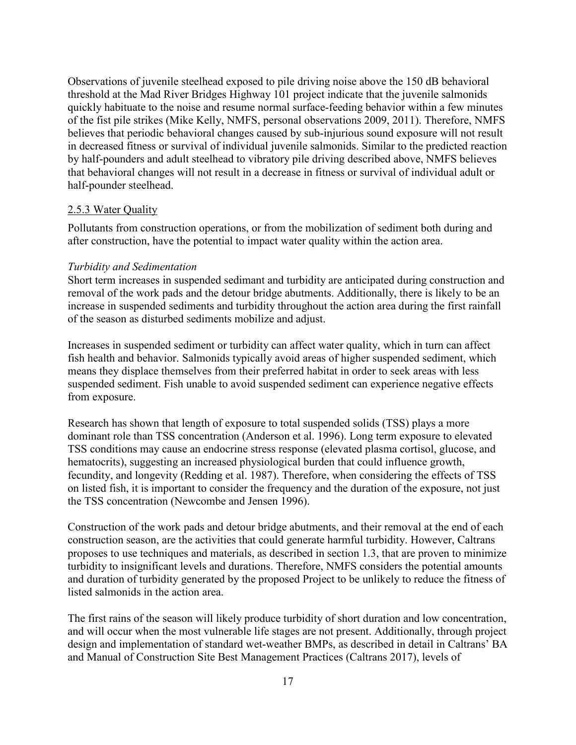Observations of juvenile steelhead exposed to pile driving noise above the 150 dB behavioral threshold at the Mad River Bridges Highway 101 project indicate that the juvenile salmonids quickly habituate to the noise and resume normal surface-feeding behavior within a few minutes of the fist pile strikes (Mike Kelly, NMFS, personal observations 2009, 2011). Therefore, NMFS believes that periodic behavioral changes caused by sub-injurious sound exposure will not result in decreased fitness or survival of individual juvenile salmonids. Similar to the predicted reaction by half-pounders and adult steelhead to vibratory pile driving described above, NMFS believes that behavioral changes will not result in a decrease in fitness or survival of individual adult or half-pounder steelhead.

### 2.5.3 Water Quality

Pollutants from construction operations, or from the mobilization of sediment both during and after construction, have the potential to impact water quality within the action area.

*Turbidity and Sedimentation*

Short term increases in suspended sedimant and turbidity are anticipated during construction and removal of the work pads and the detour bridge abutments. Additionally, there is likely to be an increase in suspended sediments and turbidity throughout the action area during the first rainfall of the season as disturbed sediments mobilize and adjust.

Increases in suspended sediment or turbidity can affect water quality, which in turn can affect fish health and behavior. Salmonids typically avoid areas of higher suspended sediment, which means they displace themselves from their preferred habitat in order to seek areas with less suspended sediment. Fish unable to avoid suspended sediment can experience negative effects from exposure.

Research has shown that length of exposure to total suspended solids (TSS) plays a more dominant role than TSS concentration (Anderson et al. 1996). Long term exposure to elevated TSS conditions may cause an endocrine stress response (elevated plasma cortisol, glucose, and hematocrits), suggesting an increased physiological burden that could influence growth, fecundity, and longevity (Redding et al. 1987). Therefore, when considering the effects of TSS on listed fish, it is important to consider the frequency and the duration of the exposure, not just the TSS concentration (Newcombe and Jensen 1996).

Construction of the work pads and detour bridge abutments, and their removal at the end of each construction season, are the activities that could generate harmful turbidity. However, Caltrans proposes to use techniques and materials, as described in section 1.3, that are proven to minimize turbidity to insignificant levels and durations. Therefore, NMFS considers the potential amounts and duration of turbidity generated by the proposed Project to be unlikely to reduce the fitness of listed salmonids in the action area.

The first rains of the season will likely produce turbidity of short duration and low concentration, and will occur when the most vulnerable life stages are not present. Additionally, through project design and implementation of standard wet-weather BMPs, as described in detail in Caltrans' BA and Manual of Construction Site Best Management Practices (Caltrans 2017), levels of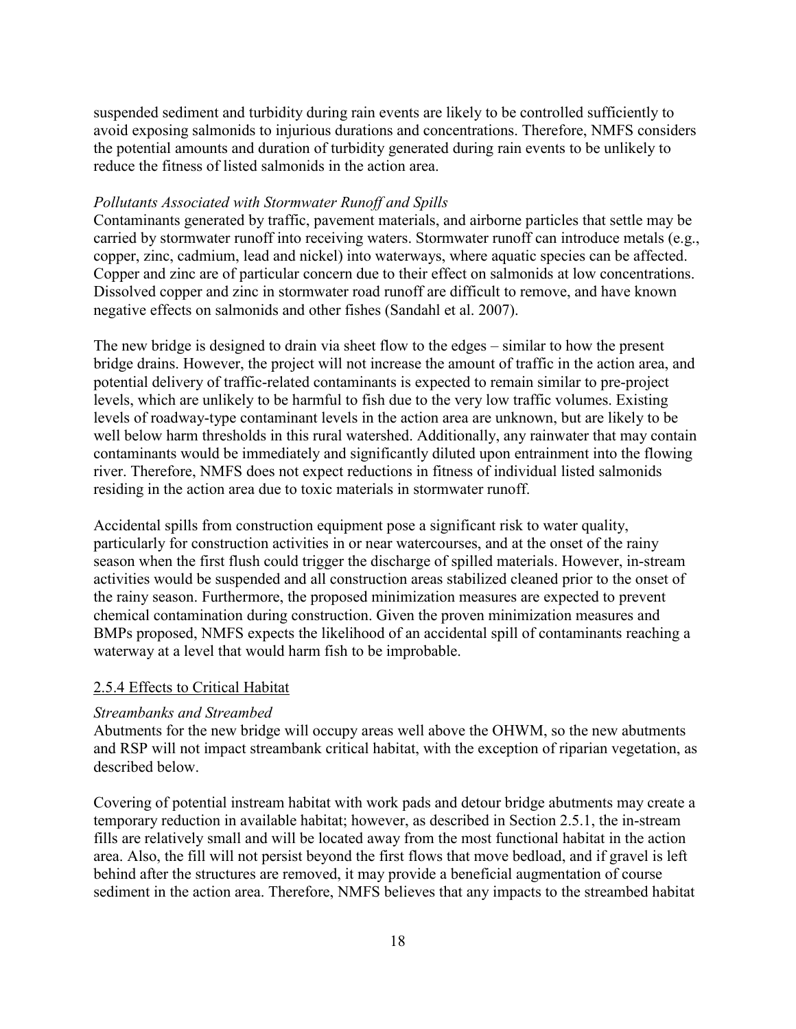suspended sediment and turbidity during rain events are likely to be controlled sufficiently to avoid exposing salmonids to injurious durations and concentrations. Therefore, NMFS considers the potential amounts and duration of turbidity generated during rain events to be unlikely to reduce the fitness of listed salmonids in the action area.

*Pollutants Associated with Stormwater Runoff and Spills*

Contaminants generated by traffic, pavement materials, and airborne particles that settle may be carried by stormwater runoff into receiving waters. Stormwater runoff can introduce metals (e.g., copper, zinc, cadmium, lead and nickel) into waterways, where aquatic species can be affected. Copper and zinc are of particular concern due to their effect on salmonids at low concentrations. Dissolved copper and zinc in stormwater road runoff are difficult to remove, and have known negative effects on salmonids and other fishes (Sandahl et al. 2007).

The new bridge is designed to drain via sheet flow to the edges – similar to how the present bridge drains. However, the project will not increase the amount of traffic in the action area, and potential delivery of traffic-related contaminants is expected to remain similar to pre-project levels, which are unlikely to be harmful to fish due to the very low traffic volumes. Existing levels of roadway-type contaminant levels in the action area are unknown, but are likely to be well below harm thresholds in this rural watershed. Additionally, any rainwater that may contain contaminants would be immediately and significantly diluted upon entrainment into the flowing river. Therefore, NMFS does not expect reductions in fitness of individual listed salmonids residing in the action area due to toxic materials in stormwater runoff.

Accidental spills from construction equipment pose a significant risk to water quality, particularly for construction activities in or near watercourses, and at the onset of the rainy season when the first flush could trigger the discharge of spilled materials. However, in-stream activities would be suspended and all construction areas stabilized cleaned prior to the onset of the rainy season. Furthermore, the proposed minimization measures are expected to prevent chemical contamination during construction. Given the proven minimization measures and BMPs proposed, NMFS expects the likelihood of an accidental spill of contaminants reaching a waterway at a level that would harm fish to be improbable.

### 2.5.4 Effects to Critical Habitat

*Streambanks and Streambed*

Abutments for the new bridge will occupy areas well above the OHWM, so the new abutments and RSP will not impact streambank critical habitat, with the exception of riparian vegetation, as described below.

Covering of potential instream habitat with work pads and detour bridge abutments may create a temporary reduction in available habitat; however, as described in Section 2.5.1, the in-stream fills are relatively small and will be located away from the most functional habitat in the action area. Also, the fill will not persist beyond the first flows that move bedload, and if gravel is left behind after the structures are removed, it may provide a beneficial augmentation of course sediment in the action area. Therefore, NMFS believes that any impacts to the streambed habitat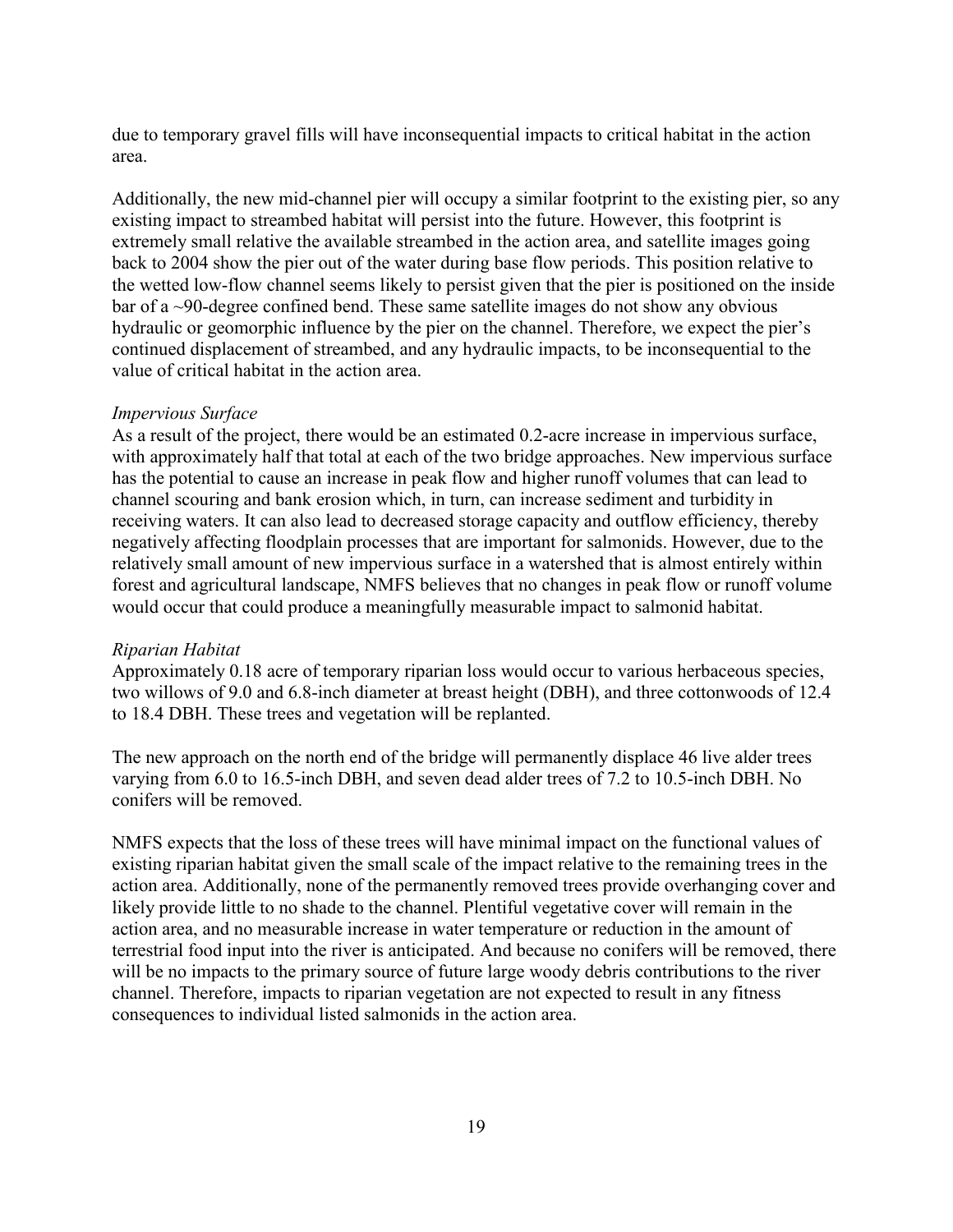due to temporary gravel fills will have inconsequential impacts to critical habitat in the action area.

Additionally, the new mid-channel pier will occupy a similar footprint to the existing pier, so any existing impact to streambed habitat will persist into the future. However, this footprint is extremely small relative the available streambed in the action area, and satellite images going back to 2004 show the pier out of the water during base flow periods. This position relative to the wetted low-flow channel seems likely to persist given that the pier is positioned on the inside bar of a ~90-degree confined bend. These same satellite images do not show any obvious hydraulic or geomorphic influence by the pier on the channel. Therefore, we expect the pier's continued displacement of streambed, and any hydraulic impacts, to be inconsequential to the value of critical habitat in the action area.

*Impervious Surface*

As a result of the project, there would be an estimated 0.2-acre increase in impervious surface, with approximately half that total at each of the two bridge approaches. New impervious surface has the potential to cause an increase in peak flow and higher runoff volumes that can lead to channel scouring and bank erosion which, in turn, can increase sediment and turbidity in receiving waters. It can also lead to decreased storage capacity and outflow efficiency, thereby negatively affecting floodplain processes that are important for salmonids. However, due to the relatively small amount of new impervious surface in a watershed that is almost entirely within forest and agricultural landscape, NMFS believes that no changes in peak flow or runoff volume would occur that could produce a meaningfully measurable impact to salmonid habitat.

*Riparian Habitat*

Approximately 0.18 acre of temporary riparian loss would occur to various herbaceous species, two willows of 9.0 and 6.8-inch diameter at breast height (DBH), and three cottonwoods of 12.4 to 18.4 DBH. These trees and vegetation will be replanted.

The new approach on the north end of the bridge will permanently displace 46 live alder trees varying from 6.0 to 16.5-inch DBH, and seven dead alder trees of 7.2 to 10.5-inch DBH. No conifers will be removed.

NMFS expects that the loss of these trees will have minimal impact on the functional values of existing riparian habitat given the small scale of the impact relative to the remaining trees in the action area. Additionally, none of the permanently removed trees provide overhanging cover and likely provide little to no shade to the channel. Plentiful vegetative cover will remain in the action area, and no measurable increase in water temperature or reduction in the amount of terrestrial food input into the river is anticipated. And because no conifers will be removed, there will be no impacts to the primary source of future large woody debris contributions to the river channel. Therefore, impacts to riparian vegetation are not expected to result in any fitness consequences to individual listed salmonids in the action area.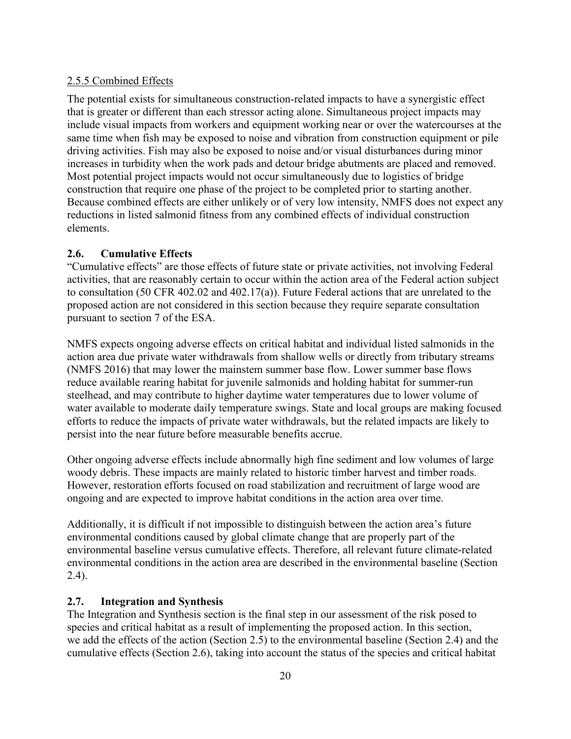2.5.5 Combined Effects

The potential exists for simultaneous construction-related impacts to have a synergistic effect that is greater or different than each stressor acting alone. Simultaneous project impacts may include visual impacts from workers and equipment working near or over the watercourses at the same time when fish may be exposed to noise and vibration from construction equipment or pile driving activities. Fish may also be exposed to noise and/or visual disturbances during minor increases in turbidity when the work pads and detour bridge abutments are placed and removed. Most potential project impacts would not occur simultaneously due to logistics of bridge construction that require one phase of the project to be completed prior to starting another. Because combined effects are either unlikely or of very low intensity, NMFS does not expect any reductions in listed salmonid fitness from any combined effects of individual construction elements.

## 2.6. Cumulative Effects

"Cumulative effects" are those effects of future state or private activities, not involving Federal activities, that are reasonably certain to occur within the action area of the Federal action subject to consultation (50 CFR 402.02 and 402.17(a)). Future Federal actions that are unrelated to the proposed action are not considered in this section because they require separate consultation pursuant to section 7 of the ESA.

NMFS expects ongoing adverse effects on critical habitat and individual listed salmonids in the action area due private water withdrawals from shallow wells or directly from tributary streams (NMFS 2016) that may lower the mainstem summer base flow. Lower summer base flows reduce available rearing habitat for juvenile salmonids and holding habitat for summer-run steelhead, and may contribute to higher daytime water temperatures due to lower volume of water available to moderate daily temperature swings. State and local groups are making focused efforts to reduce the impacts of private water withdrawals, but the related impacts are likely to persist into the near future before measurable benefits accrue.

Other ongoing adverse effects include abnormally high fine sediment and low volumes of large woody debris. These impacts are mainly related to historic timber harvest and timber roads. However, restoration efforts focused on road stabilization and recruitment of large wood are ongoing and are expected to improve habitat conditions in the action area over time.

Additionally, it is difficult if not impossible to distinguish between the action area's future environmental conditions caused by global climate change that are properly part of the environmental baseline versus cumulative effects. Therefore, all relevant future climate-related environmental conditions in the action area are described in the environmental baseline (Section 2.4).

## 2.7. Integration and Synthesis

The Integration and Synthesis section is the final step in our assessment of the risk posed to species and critical habitat as a result of implementing the proposed action. In this section, we add the effects of the action (Section 2.5) to the environmental baseline (Section 2.4) and the cumulative effects (Section 2.6), taking into account the status of the species and critical habitat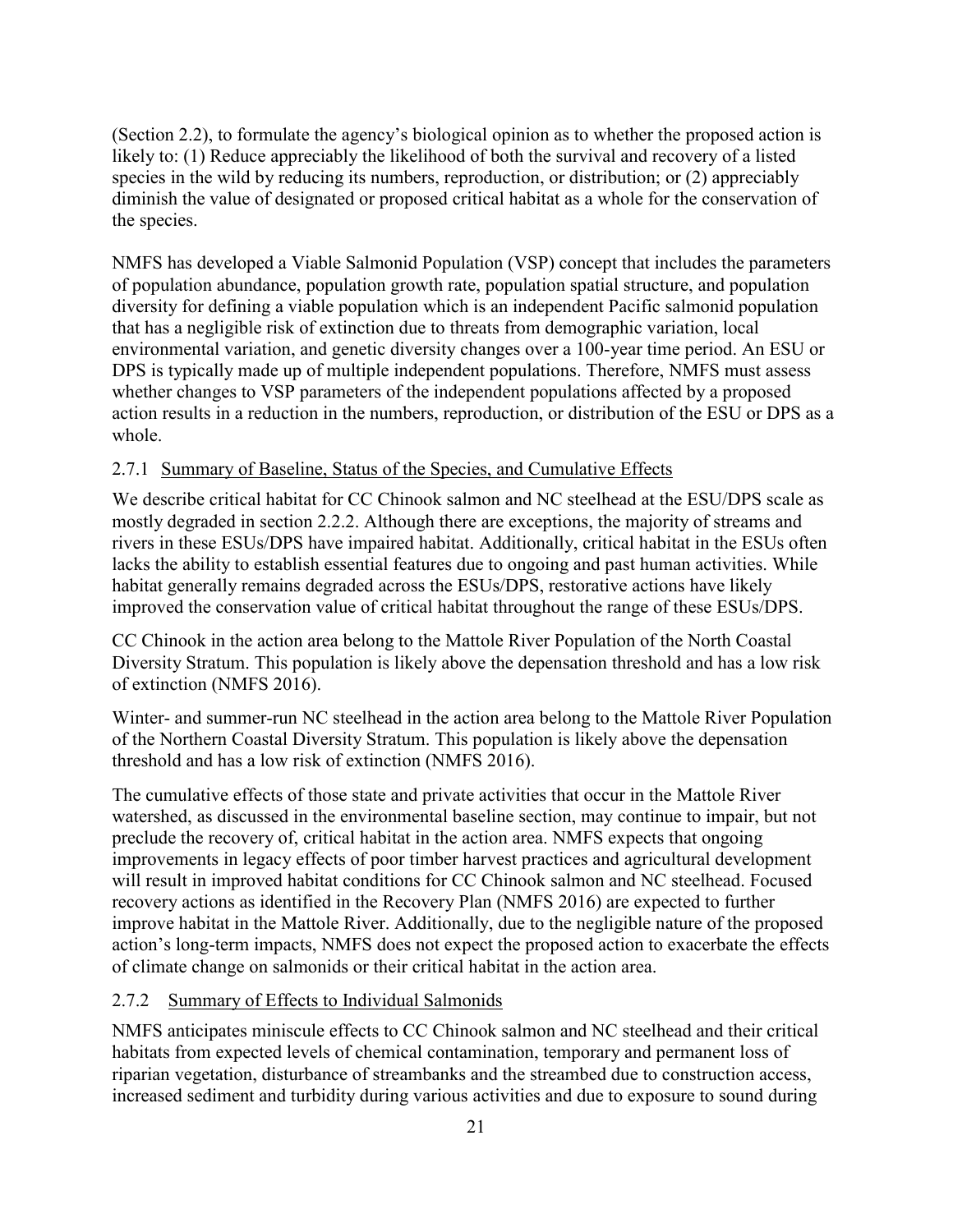(Section 2.2), to formulate the agency's biological opinion as to whether the proposed action is likely to: (1) Reduce appreciably the likelihood of both the survival and recovery of a listed species in the wild by reducing its numbers, reproduction, or distribution; or (2) appreciably diminish the value of designated or proposed critical habitat as a whole for the conservation of the species.

NMFS has developed a Viable Salmonid Population (VSP) concept that includes the parameters of population abundance, population growth rate, population spatial structure, and population diversity for defining a viable population which is an independent Pacific salmonid population that has a negligible risk of extinction due to threats from demographic variation, local environmental variation, and genetic diversity changes over a 100-year time period. An ESU or DPS is typically made up of multiple independent populations. Therefore, NMFS must assess whether changes to VSP parameters of the independent populations affected by a proposed action results in a reduction in the numbers, reproduction, or distribution of the ESU or DPS as a whole.

### 2.7.1 Summary of Baseline, Status of the Species, and Cumulative Effects

We describe critical habitat for CC Chinook salmon and NC steelhead at the ESU/DPS scale as mostly degraded in section 2.2.2. Although there are exceptions, the majority of streams and rivers in these ESUs/DPS have impaired habitat. Additionally, critical habitat in the ESUs often lacks the ability to establish essential features due to ongoing and past human activities. While habitat generally remains degraded across the ESUs/DPS, restorative actions have likely improved the conservation value of critical habitat throughout the range of these ESUs/DPS.

CC Chinook in the action area belong to the Mattole River Population of the North Coastal Diversity Stratum. This population is likely above the depensation threshold and has a low risk of extinction (NMFS 2016).

Winter- and summer-run NC steelhead in the action area belong to the Mattole River Population of the Northern Coastal Diversity Stratum. This population is likely above the depensation threshold and has a low risk of extinction (NMFS 2016).

The cumulative effects of those state and private activities that occur in the Mattole River watershed, as discussed in the environmental baseline section, may continue to impair, but not preclude the recovery of, critical habitat in the action area. NMFS expects that ongoing improvements in legacy effects of poor timber harvest practices and agricultural development will result in improved habitat conditions for CC Chinook salmon and NC steelhead. Focused recovery actions as identified in the Recovery Plan (NMFS 2016) are expected to further improve habitat in the Mattole River. Additionally, due to the negligible nature of the proposed action's long-term impacts, NMFS does not expect the proposed action to exacerbate the effects of climate change on salmonids or their critical habitat in the action area.

### 2.7.2 Summary of Effects to Individual Salmonids

NMFS anticipates miniscule effects to CC Chinook salmon and NC steelhead and their critical habitats from expected levels of chemical contamination, temporary and permanent loss of riparian vegetation, disturbance of streambanks and the streambed due to construction access, increased sediment and turbidity during various activities and due to exposure to sound during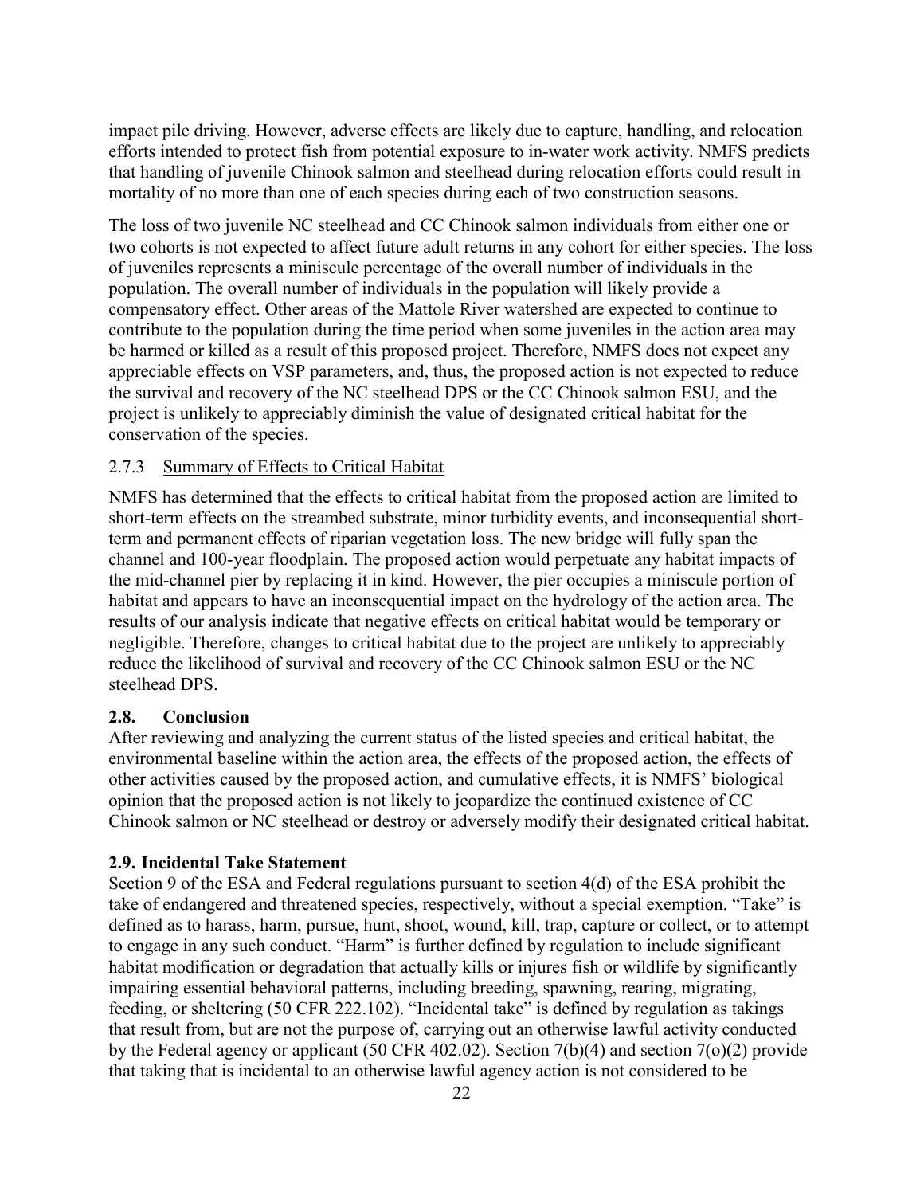impact pile driving. However, adverse effects are likely due to capture, handling, and relocation efforts intended to protect fish from potential exposure to in-water work activity. NMFS predicts that handling of juvenile Chinook salmon and steelhead during relocation efforts could result in mortality of no more than one of each species during each of two construction seasons.

The loss of two juvenile NC steelhead and CC Chinook salmon individuals from either one or two cohorts is not expected to affect future adult returns in any cohort for either species. The loss of juveniles represents a miniscule percentage of the overall number of individuals in the population. The overall number of individuals in the population will likely provide a compensatory effect. Other areas of the Mattole River watershed are expected to continue to contribute to the population during the time period when some juveniles in the action area may be harmed or killed as a result of this proposed project. Therefore, NMFS does not expect any appreciable effects on VSP parameters, and, thus, the proposed action is not expected to reduce the survival and recovery of the NC steelhead DPS or the CC Chinook salmon ESU, and the project is unlikely to appreciably diminish the value of designated critical habitat for the conservation of the species.

### 2.7.3 Summary of Effects to Critical Habitat

NMFS has determined that the effects to critical habitat from the proposed action are limited to short-term effects on the streambed substrate, minor turbidity events, and inconsequential short-term and permanent effects of riparian vegetation loss. The new bridge will fully span the channel and 100-year floodplain. The proposed action would perpetuate any habitat impacts of the mid-channel pier by replacing it in kind. However, the pier occupies a miniscule portion of habitat and appears to have an inconsequential impact on the hydrology of the action area. The results of our analysis indicate that negative effects on critical habitat would be temporary or negligible. Therefore, changes to critical habitat due to the project are unlikely to appreciably reduce the likelihood of survival and recovery of the CC Chinook salmon ESU or the NC steelhead DPS.

## 2.8. Conclusion

After reviewing and analyzing the current status of the listed species and critical habitat, the environmental baseline within the action area, the effects of the proposed action, the effects of other activities caused by the proposed action, and cumulative effects, it is NMFS' biological opinion that the proposed action is not likely to jeopardize the continued existence of CC Chinook salmon or NC steelhead or destroy or adversely modify their designated critical habitat.

## 2.9. Incidental Take Statement

Section 9 of the ESA and Federal regulations pursuant to section 4(d) of the ESA prohibit the take of endangered and threatened species, respectively, without a special exemption. "Take" is defined as to harass, harm, pursue, hunt, shoot, wound, kill, trap, capture or collect, or to attempt to engage in any such conduct. "Harm" is further defined by regulation to include significant habitat modification or degradation that actually kills or injures fish or wildlife by significantly impairing essential behavioral patterns, including breeding, spawning, rearing, migrating, feeding, or sheltering (50 CFR 222.102). "Incidental take" is defined by regulation as takings that result from, but are not the purpose of, carrying out an otherwise lawful activity conducted by the Federal agency or applicant (50 CFR 402.02). Section 7(b)(4) and section 7(o)(2) provide that taking that is incidental to an otherwise lawful agency action is not considered to be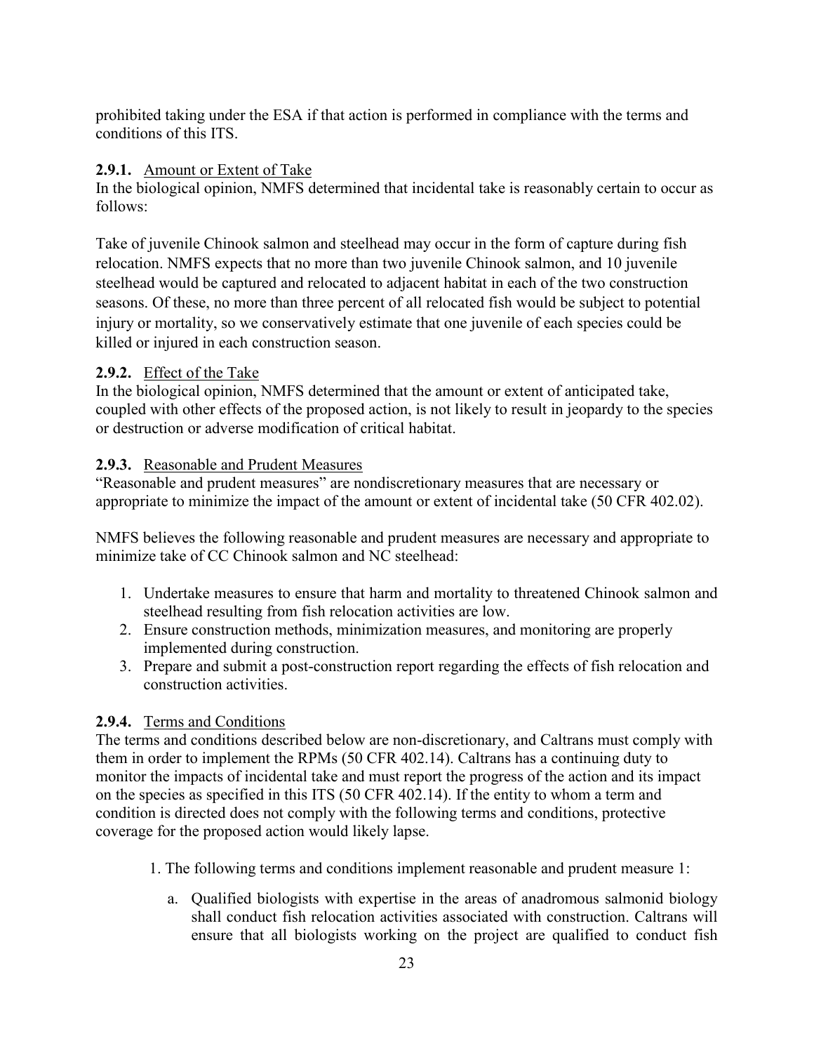prohibited taking under the ESA if that action is performed in compliance with the terms and conditions of this ITS.

### 2.9.1. Amount or Extent of Take

In the biological opinion, NMFS determined that incidental take is reasonably certain to occur as follows:

Take of juvenile Chinook salmon and steelhead may occur in the form of capture during fish relocation. NMFS expects that no more than two juvenile Chinook salmon, and 10 juvenile steelhead would be captured and relocated to adjacent habitat in each of the two construction seasons. Of these, no more than three percent of all relocated fish would be subject to potential injury or mortality, so we conservatively estimate that one juvenile of each species could be killed or injured in each construction season.

### 2.9.2. Effect of the Take

In the biological opinion, NMFS determined that the amount or extent of anticipated take, coupled with other effects of the proposed action, is not likely to result in jeopardy to the species or destruction or adverse modification of critical habitat.

### 2.9.3. Reasonable and Prudent Measures

"Reasonable and prudent measures" are nondiscretionary measures that are necessary or appropriate to minimize the impact of the amount or extent of incidental take (50 CFR 402.02).

NMFS believes the following reasonable and prudent measures are necessary and appropriate to minimize take of CC Chinook salmon and NC steelhead:

1. Undertake measures to ensure that harm and mortality to threatened Chinook salmon and steelhead resulting from fish relocation activities are low.
2. Ensure construction methods, minimization measures, and monitoring are properly implemented during construction.
3. Prepare and submit a post-construction report regarding the effects of fish relocation and construction activities.

### 2.9.4. Terms and Conditions

The terms and conditions described below are non-discretionary, and Caltrans must comply with them in order to implement the RPMs (50 CFR 402.14). Caltrans has a continuing duty to monitor the impacts of incidental take and must report the progress of the action and its impact on the species as specified in this ITS (50 CFR 402.14). If the entity to whom a term and condition is directed does not comply with the following terms and conditions, protective coverage for the proposed action would likely lapse.

1. The following terms and conditions implement reasonable and prudent measure 1:

   a. Qualified biologists with expertise in the areas of anadromous salmonid biology shall conduct fish relocation activities associated with construction. Caltrans will ensure that all biologists working on the project are qualified to conduct fish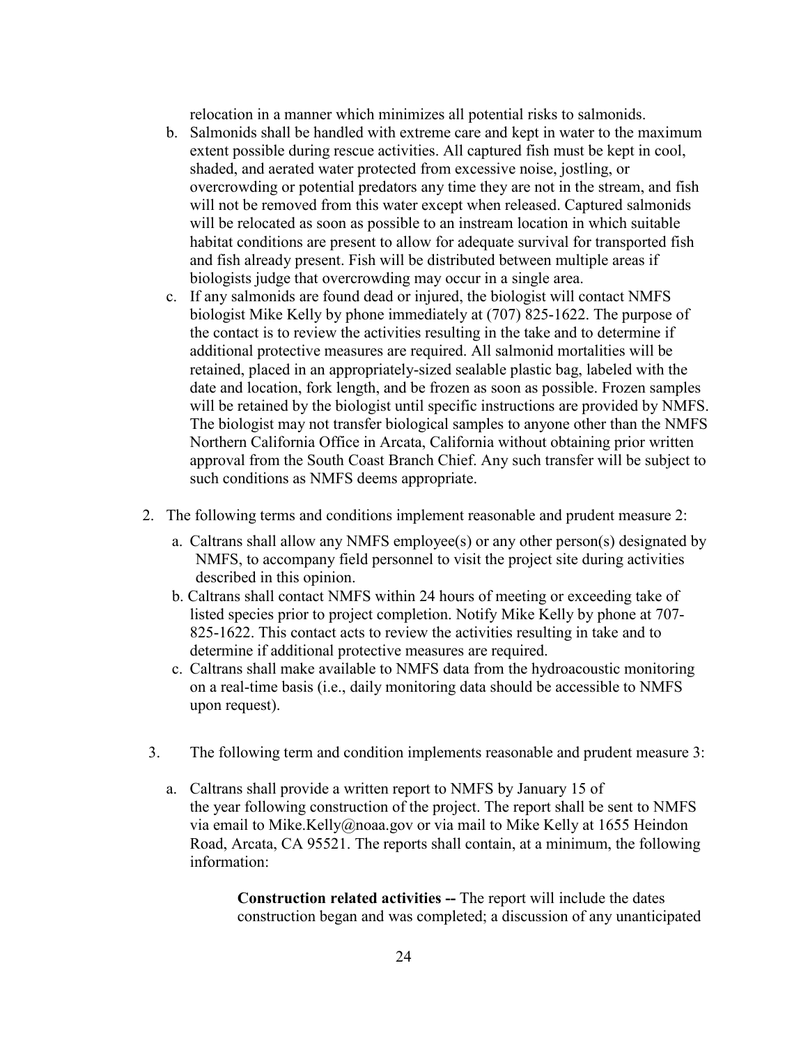relocation in a manner which minimizes all potential risks to salmonids.

b. Salmonids shall be handled with extreme care and kept in water to the maximum extent possible during rescue activities. All captured fish must be kept in cool, shaded, and aerated water protected from excessive noise, jostling, or overcrowding or potential predators any time they are not in the stream, and fish will not be removed from this water except when released. Captured salmonids will be relocated as soon as possible to an instream location in which suitable habitat conditions are present to allow for adequate survival for transported fish and fish already present. Fish will be distributed between multiple areas if biologists judge that overcrowding may occur in a single area.

c. If any salmonids are found dead or injured, the biologist will contact NMFS biologist Mike Kelly by phone immediately at (707) 825-1622. The purpose of the contact is to review the activities resulting in the take and to determine if additional protective measures are required. All salmonid mortalities will be retained, placed in an appropriately-sized sealable plastic bag, labeled with the date and location, fork length, and be frozen as soon as possible. Frozen samples will be retained by the biologist until specific instructions are provided by NMFS. The biologist may not transfer biological samples to anyone other than the NMFS Northern California Office in Arcata, California without obtaining prior written approval from the South Coast Branch Chief. Any such transfer will be subject to such conditions as NMFS deems appropriate.

2. The following terms and conditions implement reasonable and prudent measure 2:

   a. Caltrans shall allow any NMFS employee(s) or any other person(s) designated by NMFS, to accompany field personnel to visit the project site during activities described in this opinion.

   b. Caltrans shall contact NMFS within 24 hours of meeting or exceeding take of listed species prior to project completion. Notify Mike Kelly by phone at 707-825-1622. This contact acts to review the activities resulting in take and to determine if additional protective measures are required.

   c. Caltrans shall make available to NMFS data from the hydroacoustic monitoring on a real-time basis (i.e., daily monitoring data should be accessible to NMFS upon request).

3. The following term and condition implements reasonable and prudent measure 3:

   a. Caltrans shall provide a written report to NMFS by January 15 of the year following construction of the project. The report shall be sent to NMFS via email to Mike.Kelly@noaa.gov or via mail to Mike Kelly at 1655 Heindon Road, Arcata, CA 95521. The reports shall contain, at a minimum, the following information:

      **Construction related activities --** The report will include the dates construction began and was completed; a discussion of any unanticipated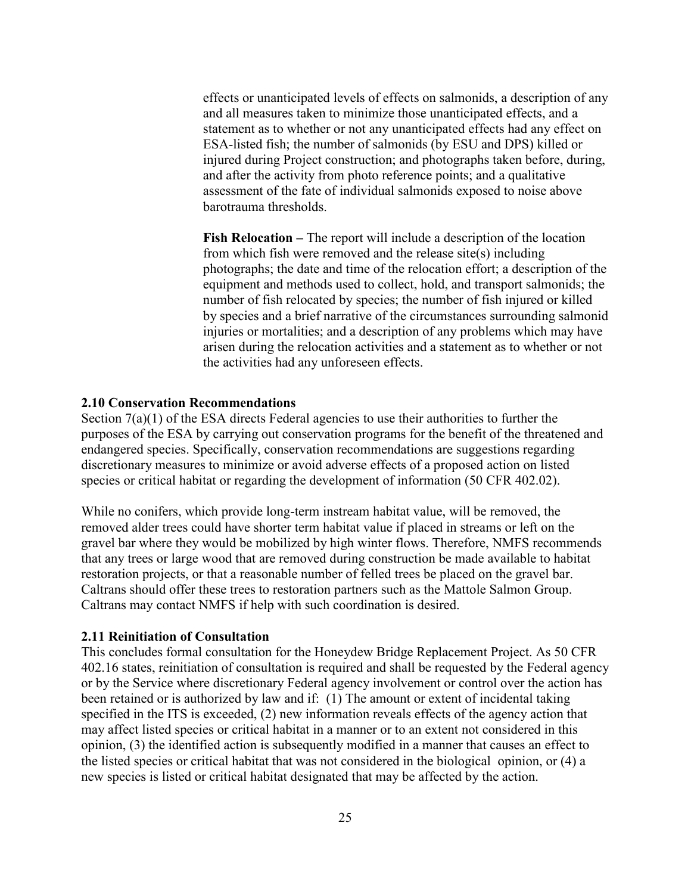effects or unanticipated levels of effects on salmonids, a description of any and all measures taken to minimize those unanticipated effects, and a statement as to whether or not any unanticipated effects had any effect on ESA-listed fish; the number of salmonids (by ESU and DPS) killed or injured during Project construction; and photographs taken before, during, and after the activity from photo reference points; and a qualitative assessment of the fate of individual salmonids exposed to noise above barotrauma thresholds.

**Fish Relocation –** The report will include a description of the location from which fish were removed and the release site(s) including photographs; the date and time of the relocation effort; a description of the equipment and methods used to collect, hold, and transport salmonids; the number of fish relocated by species; the number of fish injured or killed by species and a brief narrative of the circumstances surrounding salmonid injuries or mortalities; and a description of any problems which may have arisen during the relocation activities and a statement as to whether or not the activities had any unforeseen effects.

### 2.10 Conservation Recommendations

Section 7(a)(1) of the ESA directs Federal agencies to use their authorities to further the purposes of the ESA by carrying out conservation programs for the benefit of the threatened and endangered species. Specifically, conservation recommendations are suggestions regarding discretionary measures to minimize or avoid adverse effects of a proposed action on listed species or critical habitat or regarding the development of information (50 CFR 402.02).

While no conifers, which provide long-term instream habitat value, will be removed, the removed alder trees could have shorter term habitat value if placed in streams or left on the gravel bar where they would be mobilized by high winter flows. Therefore, NMFS recommends that any trees or large wood that are removed during construction be made available to habitat restoration projects, or that a reasonable number of felled trees be placed on the gravel bar. Caltrans should offer these trees to restoration partners such as the Mattole Salmon Group. Caltrans may contact NMFS if help with such coordination is desired.

### 2.11 Reinitiation of Consultation

This concludes formal consultation for the Honeydew Bridge Replacement Project. As 50 CFR 402.16 states, reinitiation of consultation is required and shall be requested by the Federal agency or by the Service where discretionary Federal agency involvement or control over the action has been retained or is authorized by law and if: (1) The amount or extent of incidental taking specified in the ITS is exceeded, (2) new information reveals effects of the agency action that may affect listed species or critical habitat in a manner or to an extent not considered in this opinion, (3) the identified action is subsequently modified in a manner that causes an effect to the listed species or critical habitat that was not considered in the biological opinion, or (4) a new species is listed or critical habitat designated that may be affected by the action.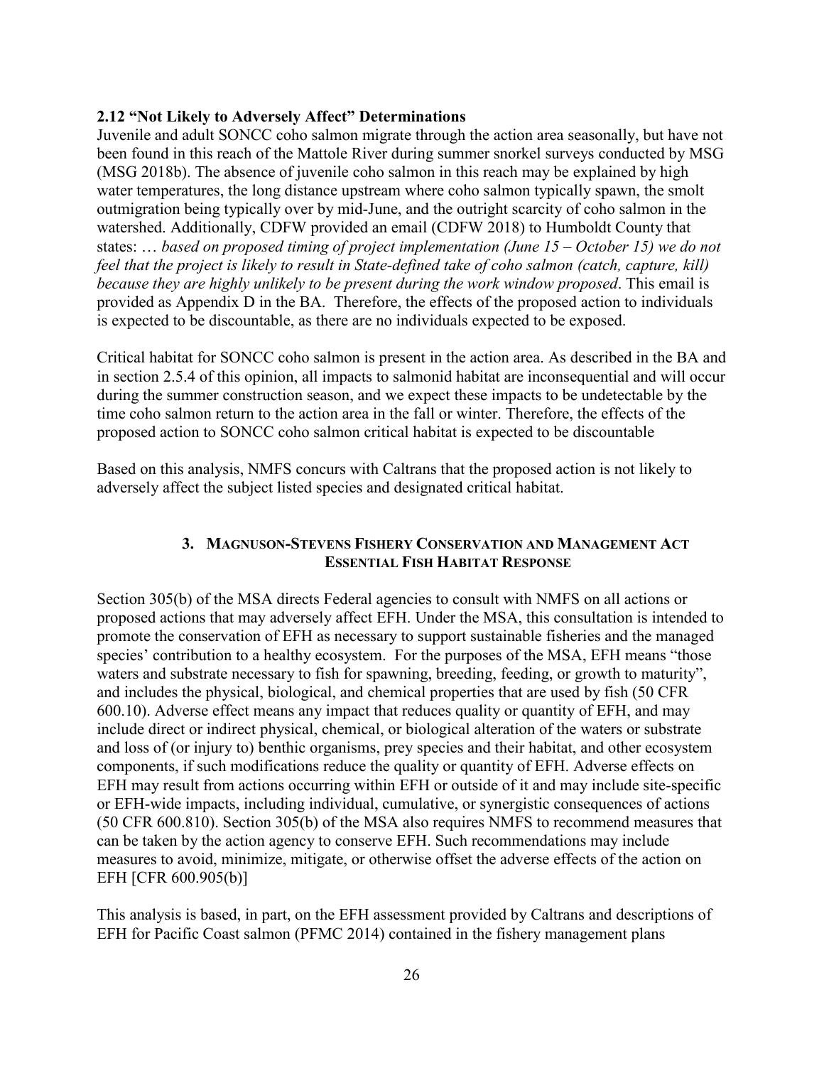### 2.12 "Not Likely to Adversely Affect" Determinations

Juvenile and adult SONCC coho salmon migrate through the action area seasonally, but have not been found in this reach of the Mattole River during summer snorkel surveys conducted by MSG (MSG 2018b). The absence of juvenile coho salmon in this reach may be explained by high water temperatures, the long distance upstream where coho salmon typically spawn, the smolt outmigration being typically over by mid-June, and the outright scarcity of coho salmon in the watershed. Additionally, CDFW provided an email (CDFW 2018) to Humboldt County that states: … *based on proposed timing of project implementation (June 15 – October 15) we do not feel that the project is likely to result in State-defined take of coho salmon (catch, capture, kill) because they are highly unlikely to be present during the work window proposed*. This email is provided as Appendix D in the BA. Therefore, the effects of the proposed action to individuals is expected to be discountable, as there are no individuals expected to be exposed.

Critical habitat for SONCC coho salmon is present in the action area. As described in the BA and in section 2.5.4 of this opinion, all impacts to salmonid habitat are inconsequential and will occur during the summer construction season, and we expect these impacts to be undetectable by the time coho salmon return to the action area in the fall or winter. Therefore, the effects of the proposed action to SONCC coho salmon critical habitat is expected to be discountable

Based on this analysis, NMFS concurs with Caltrans that the proposed action is not likely to adversely affect the subject listed species and designated critical habitat.

## 3. MAGNUSON-STEVENS FISHERY CONSERVATION AND MANAGEMENT ACT ESSENTIAL FISH HABITAT RESPONSE

Section 305(b) of the MSA directs Federal agencies to consult with NMFS on all actions or proposed actions that may adversely affect EFH. Under the MSA, this consultation is intended to promote the conservation of EFH as necessary to support sustainable fisheries and the managed species' contribution to a healthy ecosystem. For the purposes of the MSA, EFH means "those waters and substrate necessary to fish for spawning, breeding, feeding, or growth to maturity", and includes the physical, biological, and chemical properties that are used by fish (50 CFR 600.10). Adverse effect means any impact that reduces quality or quantity of EFH, and may include direct or indirect physical, chemical, or biological alteration of the waters or substrate and loss of (or injury to) benthic organisms, prey species and their habitat, and other ecosystem components, if such modifications reduce the quality or quantity of EFH. Adverse effects on EFH may result from actions occurring within EFH or outside of it and may include site-specific or EFH-wide impacts, including individual, cumulative, or synergistic consequences of actions (50 CFR 600.810). Section 305(b) of the MSA also requires NMFS to recommend measures that can be taken by the action agency to conserve EFH. Such recommendations may include measures to avoid, minimize, mitigate, or otherwise offset the adverse effects of the action on EFH [CFR 600.905(b)]

This analysis is based, in part, on the EFH assessment provided by Caltrans and descriptions of EFH for Pacific Coast salmon (PFMC 2014) contained in the fishery management plans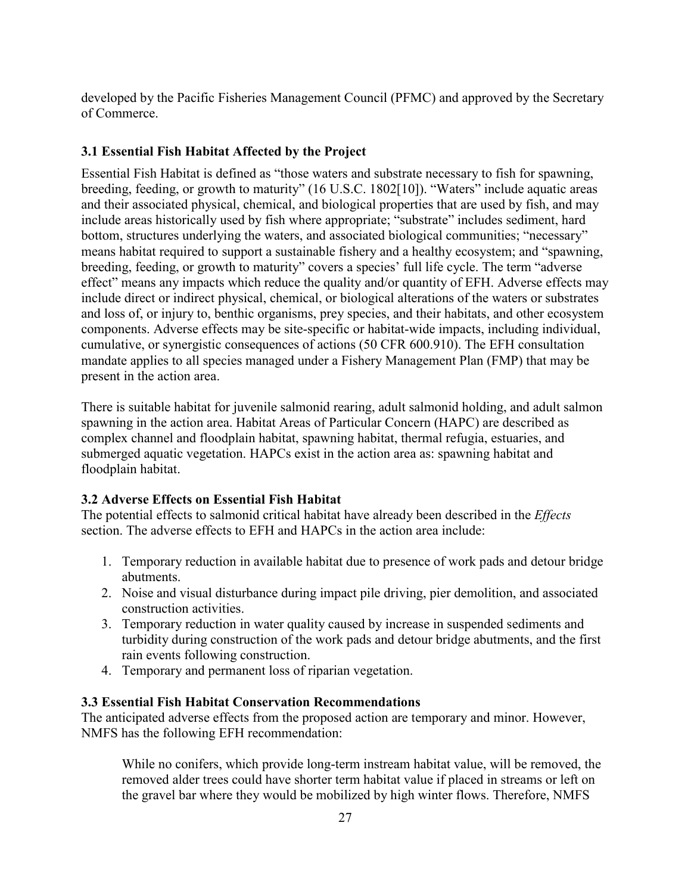developed by the Pacific Fisheries Management Council (PFMC) and approved by the Secretary of Commerce.

### 3.1 Essential Fish Habitat Affected by the Project

Essential Fish Habitat is defined as "those waters and substrate necessary to fish for spawning, breeding, feeding, or growth to maturity" (16 U.S.C. 1802[10]). "Waters" include aquatic areas and their associated physical, chemical, and biological properties that are used by fish, and may include areas historically used by fish where appropriate; "substrate" includes sediment, hard bottom, structures underlying the waters, and associated biological communities; "necessary" means habitat required to support a sustainable fishery and a healthy ecosystem; and "spawning, breeding, feeding, or growth to maturity" covers a species' full life cycle. The term "adverse effect" means any impacts which reduce the quality and/or quantity of EFH. Adverse effects may include direct or indirect physical, chemical, or biological alterations of the waters or substrates and loss of, or injury to, benthic organisms, prey species, and their habitats, and other ecosystem components. Adverse effects may be site-specific or habitat-wide impacts, including individual, cumulative, or synergistic consequences of actions (50 CFR 600.910). The EFH consultation mandate applies to all species managed under a Fishery Management Plan (FMP) that may be present in the action area.

There is suitable habitat for juvenile salmonid rearing, adult salmonid holding, and adult salmon spawning in the action area. Habitat Areas of Particular Concern (HAPC) are described as complex channel and floodplain habitat, spawning habitat, thermal refugia, estuaries, and submerged aquatic vegetation. HAPCs exist in the action area as: spawning habitat and floodplain habitat.

### 3.2 Adverse Effects on Essential Fish Habitat

The potential effects to salmonid critical habitat have already been described in the *Effects* section. The adverse effects to EFH and HAPCs in the action area include:

1. Temporary reduction in available habitat due to presence of work pads and detour bridge abutments.
2. Noise and visual disturbance during impact pile driving, pier demolition, and associated construction activities.
3. Temporary reduction in water quality caused by increase in suspended sediments and turbidity during construction of the work pads and detour bridge abutments, and the first rain events following construction.
4. Temporary and permanent loss of riparian vegetation.

### 3.3 Essential Fish Habitat Conservation Recommendations

The anticipated adverse effects from the proposed action are temporary and minor. However, NMFS has the following EFH recommendation:

> While no conifers, which provide long-term instream habitat value, will be removed, the removed alder trees could have shorter term habitat value if placed in streams or left on the gravel bar where they would be mobilized by high winter flows. Therefore, NMFS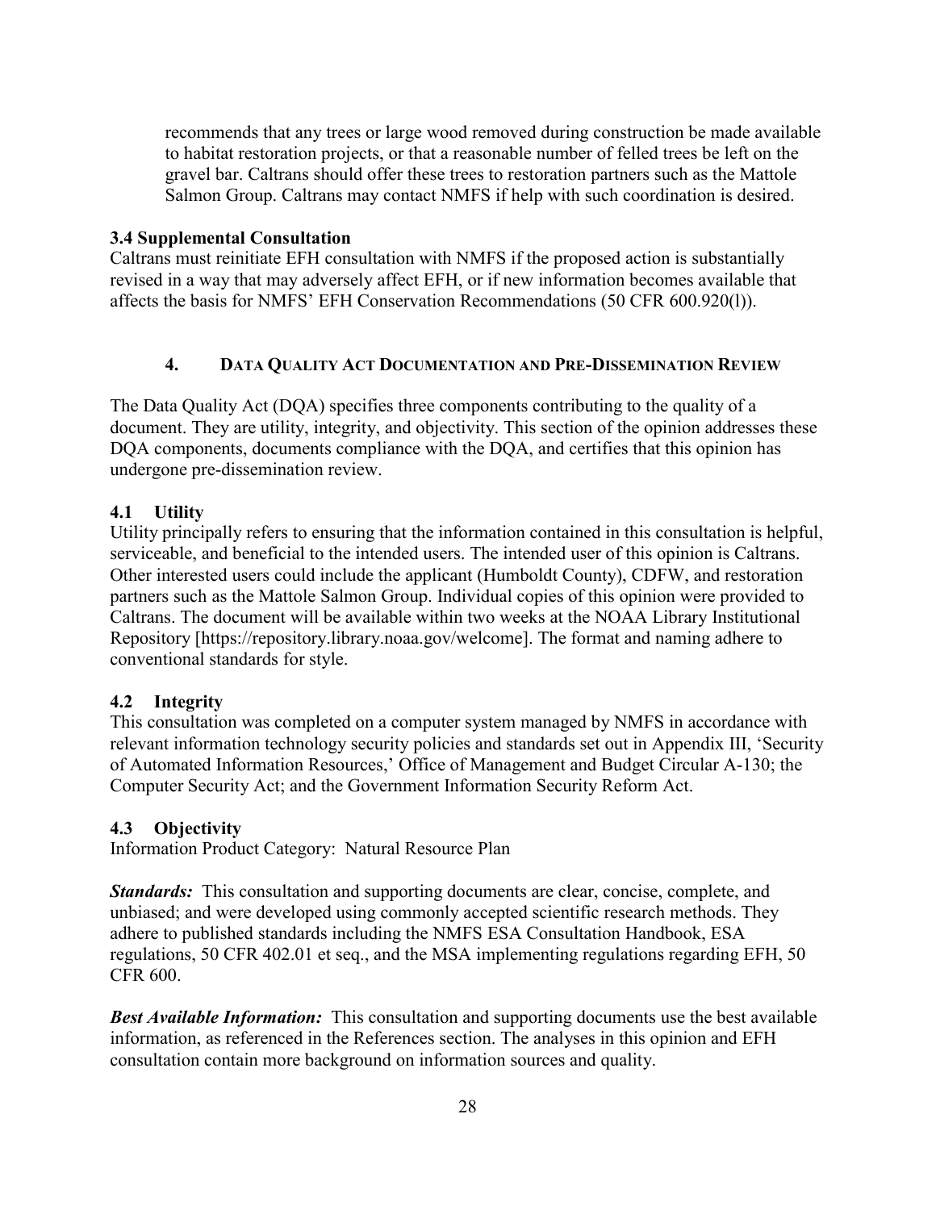recommends that any trees or large wood removed during construction be made available to habitat restoration projects, or that a reasonable number of felled trees be left on the gravel bar. Caltrans should offer these trees to restoration partners such as the Mattole Salmon Group. Caltrans may contact NMFS if help with such coordination is desired.

### 3.4 Supplemental Consultation

Caltrans must reinitiate EFH consultation with NMFS if the proposed action is substantially revised in a way that may adversely affect EFH, or if new information becomes available that affects the basis for NMFS' EFH Conservation Recommendations (50 CFR 600.920(l)).

## 4. Data Quality Act Documentation and Pre-Dissemination Review

The Data Quality Act (DQA) specifies three components contributing to the quality of a document. They are utility, integrity, and objectivity. This section of the opinion addresses these DQA components, documents compliance with the DQA, and certifies that this opinion has undergone pre-dissemination review.

### 4.1 Utility

Utility principally refers to ensuring that the information contained in this consultation is helpful, serviceable, and beneficial to the intended users. The intended user of this opinion is Caltrans. Other interested users could include the applicant (Humboldt County), CDFW, and restoration partners such as the Mattole Salmon Group. Individual copies of this opinion were provided to Caltrans. The document will be available within two weeks at the NOAA Library Institutional Repository [https://repository.library.noaa.gov/welcome]. The format and naming adhere to conventional standards for style.

### 4.2 Integrity

This consultation was completed on a computer system managed by NMFS in accordance with relevant information technology security policies and standards set out in Appendix III, 'Security of Automated Information Resources,' Office of Management and Budget Circular A-130; the Computer Security Act; and the Government Information Security Reform Act.

### 4.3 Objectivity

Information Product Category: Natural Resource Plan

***Standards:*** This consultation and supporting documents are clear, concise, complete, and unbiased; and were developed using commonly accepted scientific research methods. They adhere to published standards including the NMFS ESA Consultation Handbook, ESA regulations, 50 CFR 402.01 et seq., and the MSA implementing regulations regarding EFH, 50 CFR 600.

***Best Available Information:*** This consultation and supporting documents use the best available information, as referenced in the References section. The analyses in this opinion and EFH consultation contain more background on information sources and quality.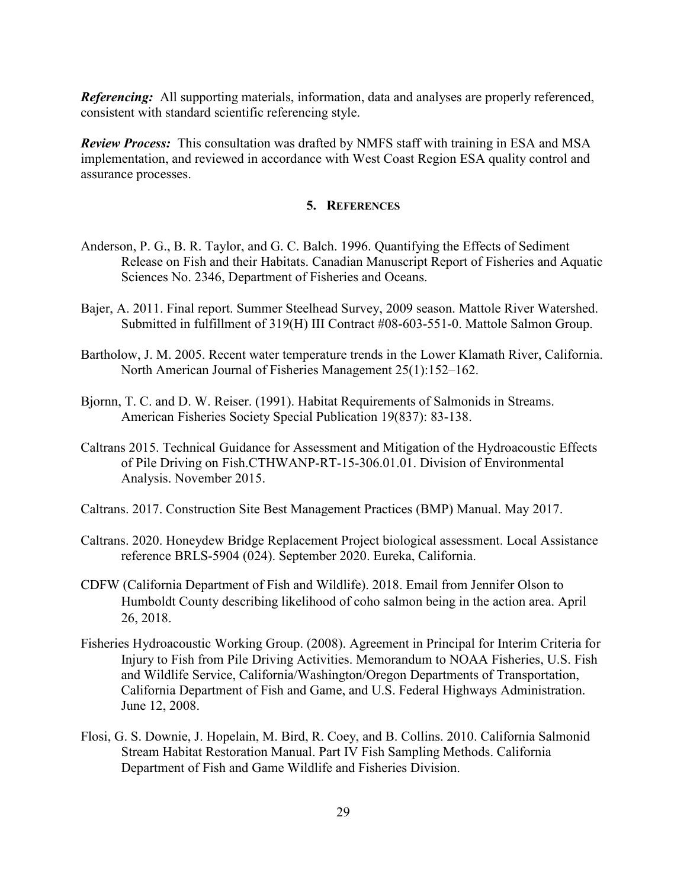***Referencing:*** All supporting materials, information, data and analyses are properly referenced, consistent with standard scientific referencing style.

***Review Process:*** This consultation was drafted by NMFS staff with training in ESA and MSA implementation, and reviewed in accordance with West Coast Region ESA quality control and assurance processes.

## 5. References

Anderson, P. G., B. R. Taylor, and G. C. Balch. 1996. Quantifying the Effects of Sediment Release on Fish and their Habitats. Canadian Manuscript Report of Fisheries and Aquatic Sciences No. 2346, Department of Fisheries and Oceans.

Bajer, A. 2011. Final report. Summer Steelhead Survey, 2009 season. Mattole River Watershed. Submitted in fulfillment of 319(H) III Contract #08-603-551-0. Mattole Salmon Group.

Bartholow, J. M. 2005. Recent water temperature trends in the Lower Klamath River, California. North American Journal of Fisheries Management 25(1):152–162.

Bjornn, T. C. and D. W. Reiser. (1991). Habitat Requirements of Salmonids in Streams. American Fisheries Society Special Publication 19(837): 83-138.

Caltrans 2015. Technical Guidance for Assessment and Mitigation of the Hydroacoustic Effects of Pile Driving on Fish.CTHWANP-RT-15-306.01.01. Division of Environmental Analysis. November 2015.

Caltrans. 2017. Construction Site Best Management Practices (BMP) Manual. May 2017.

Caltrans. 2020. Honeydew Bridge Replacement Project biological assessment. Local Assistance reference BRLS-5904 (024). September 2020. Eureka, California.

CDFW (California Department of Fish and Wildlife). 2018. Email from Jennifer Olson to Humboldt County describing likelihood of coho salmon being in the action area. April 26, 2018.

Fisheries Hydroacoustic Working Group. (2008). Agreement in Principal for Interim Criteria for Injury to Fish from Pile Driving Activities. Memorandum to NOAA Fisheries, U.S. Fish and Wildlife Service, California/Washington/Oregon Departments of Transportation, California Department of Fish and Game, and U.S. Federal Highways Administration. June 12, 2008.

Flosi, G. S. Downie, J. Hopelain, M. Bird, R. Coey, and B. Collins. 2010. California Salmonid Stream Habitat Restoration Manual. Part IV Fish Sampling Methods. California Department of Fish and Game Wildlife and Fisheries Division.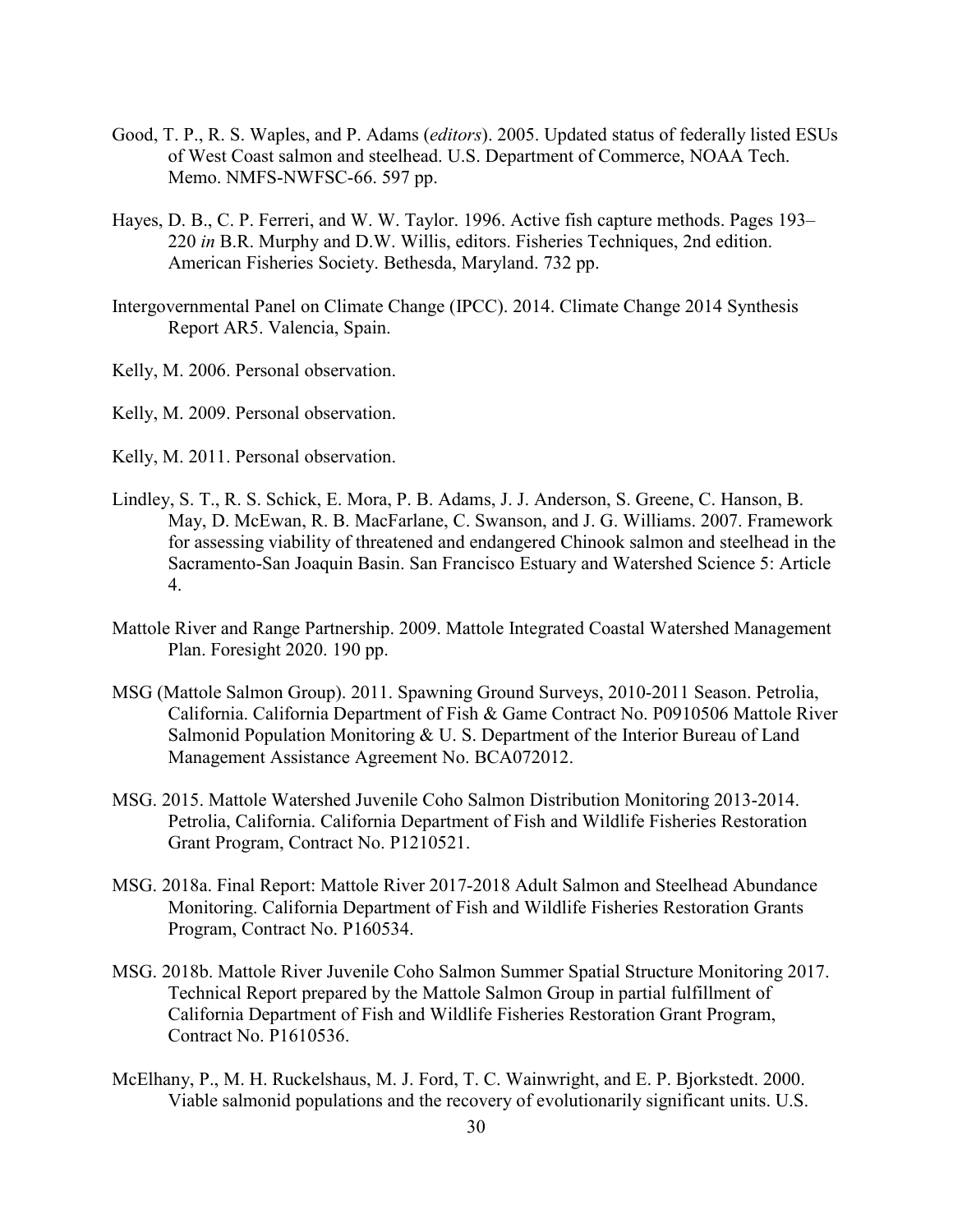Good, T. P., R. S. Waples, and P. Adams (*editors*). 2005. Updated status of federally listed ESUs of West Coast salmon and steelhead. U.S. Department of Commerce, NOAA Tech. Memo. NMFS-NWFSC-66. 597 pp.

Hayes, D. B., C. P. Ferreri, and W. W. Taylor. 1996. Active fish capture methods. Pages 193–220 *in* B.R. Murphy and D.W. Willis, editors. Fisheries Techniques, 2nd edition. American Fisheries Society. Bethesda, Maryland. 732 pp.

Intergovernmental Panel on Climate Change (IPCC). 2014. Climate Change 2014 Synthesis Report AR5. Valencia, Spain.

Kelly, M. 2006. Personal observation.

Kelly, M. 2009. Personal observation.

Kelly, M. 2011. Personal observation.

Lindley, S. T., R. S. Schick, E. Mora, P. B. Adams, J. J. Anderson, S. Greene, C. Hanson, B. May, D. McEwan, R. B. MacFarlane, C. Swanson, and J. G. Williams. 2007. Framework for assessing viability of threatened and endangered Chinook salmon and steelhead in the Sacramento-San Joaquin Basin. San Francisco Estuary and Watershed Science 5: Article 4.

Mattole River and Range Partnership. 2009. Mattole Integrated Coastal Watershed Management Plan. Foresight 2020. 190 pp.

MSG (Mattole Salmon Group). 2011. Spawning Ground Surveys, 2010-2011 Season. Petrolia, California. California Department of Fish & Game Contract No. P0910506 Mattole River Salmonid Population Monitoring & U. S. Department of the Interior Bureau of Land Management Assistance Agreement No. BCA072012.

MSG. 2015. Mattole Watershed Juvenile Coho Salmon Distribution Monitoring 2013-2014. Petrolia, California. California Department of Fish and Wildlife Fisheries Restoration Grant Program, Contract No. P1210521.

MSG. 2018a. Final Report: Mattole River 2017-2018 Adult Salmon and Steelhead Abundance Monitoring. California Department of Fish and Wildlife Fisheries Restoration Grants Program, Contract No. P160534.

MSG. 2018b. Mattole River Juvenile Coho Salmon Summer Spatial Structure Monitoring 2017. Technical Report prepared by the Mattole Salmon Group in partial fulfillment of California Department of Fish and Wildlife Fisheries Restoration Grant Program, Contract No. P1610536.

McElhany, P., M. H. Ruckelshaus, M. J. Ford, T. C. Wainwright, and E. P. Bjorkstedt. 2000. Viable salmonid populations and the recovery of evolutionarily significant units. U.S.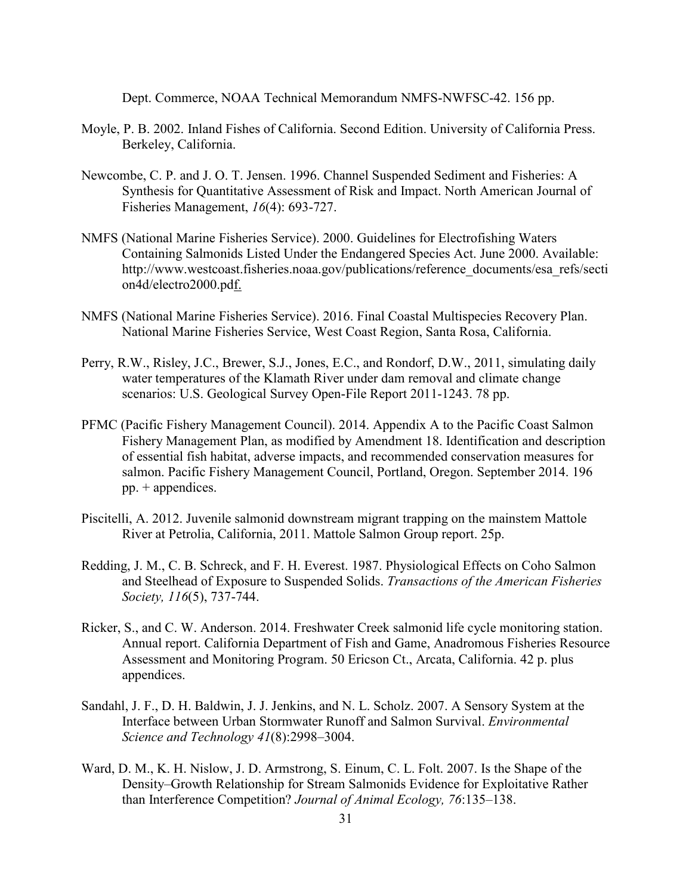Dept. Commerce, NOAA Technical Memorandum NMFS-NWFSC-42. 156 pp.

Moyle, P. B. 2002. Inland Fishes of California. Second Edition. University of California Press. Berkeley, California.

Newcombe, C. P. and J. O. T. Jensen. 1996. Channel Suspended Sediment and Fisheries: A Synthesis for Quantitative Assessment of Risk and Impact. North American Journal of Fisheries Management, *16*(4): 693-727.

NMFS (National Marine Fisheries Service). 2000. Guidelines for Electrofishing Waters Containing Salmonids Listed Under the Endangered Species Act. June 2000. Available: http://www.westcoast.fisheries.noaa.gov/publications/reference_documents/esa_refs/section4d/electro2000.pdf.

NMFS (National Marine Fisheries Service). 2016. Final Coastal Multispecies Recovery Plan. National Marine Fisheries Service, West Coast Region, Santa Rosa, California.

Perry, R.W., Risley, J.C., Brewer, S.J., Jones, E.C., and Rondorf, D.W., 2011, simulating daily water temperatures of the Klamath River under dam removal and climate change scenarios: U.S. Geological Survey Open-File Report 2011-1243. 78 pp.

PFMC (Pacific Fishery Management Council). 2014. Appendix A to the Pacific Coast Salmon Fishery Management Plan, as modified by Amendment 18. Identification and description of essential fish habitat, adverse impacts, and recommended conservation measures for salmon. Pacific Fishery Management Council, Portland, Oregon. September 2014. 196 pp. + appendices.

Piscitelli, A. 2012. Juvenile salmonid downstream migrant trapping on the mainstem Mattole River at Petrolia, California, 2011. Mattole Salmon Group report. 25p.

Redding, J. M., C. B. Schreck, and F. H. Everest. 1987. Physiological Effects on Coho Salmon and Steelhead of Exposure to Suspended Solids. *Transactions of the American Fisheries Society, 116*(5), 737-744.

Ricker, S., and C. W. Anderson. 2014. Freshwater Creek salmonid life cycle monitoring station. Annual report. California Department of Fish and Game, Anadromous Fisheries Resource Assessment and Monitoring Program. 50 Ericson Ct., Arcata, California. 42 p. plus appendices.

Sandahl, J. F., D. H. Baldwin, J. J. Jenkins, and N. L. Scholz. 2007. A Sensory System at the Interface between Urban Stormwater Runoff and Salmon Survival. *Environmental Science and Technology 41*(8):2998–3004.

Ward, D. M., K. H. Nislow, J. D. Armstrong, S. Einum, C. L. Folt. 2007. Is the Shape of the Density–Growth Relationship for Stream Salmonids Evidence for Exploitative Rather than Interference Competition? *Journal of Animal Ecology, 76*:135–138.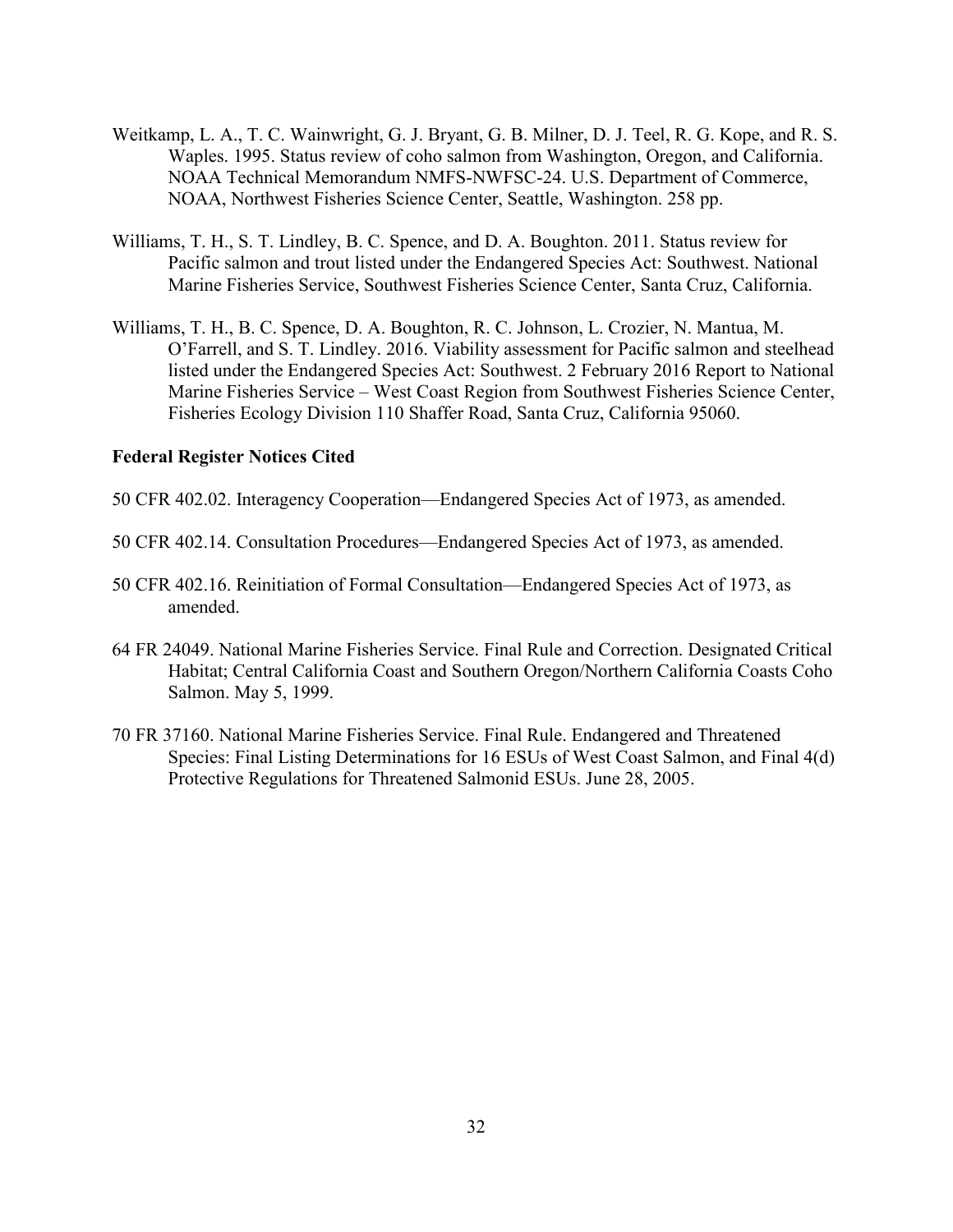Weitkamp, L. A., T. C. Wainwright, G. J. Bryant, G. B. Milner, D. J. Teel, R. G. Kope, and R. S. Waples. 1995. Status review of coho salmon from Washington, Oregon, and California. NOAA Technical Memorandum NMFS-NWFSC-24. U.S. Department of Commerce, NOAA, Northwest Fisheries Science Center, Seattle, Washington. 258 pp.

Williams, T. H., S. T. Lindley, B. C. Spence, and D. A. Boughton. 2011. Status review for Pacific salmon and trout listed under the Endangered Species Act: Southwest. National Marine Fisheries Service, Southwest Fisheries Science Center, Santa Cruz, California.

Williams, T. H., B. C. Spence, D. A. Boughton, R. C. Johnson, L. Crozier, N. Mantua, M. O'Farrell, and S. T. Lindley. 2016. Viability assessment for Pacific salmon and steelhead listed under the Endangered Species Act: Southwest. 2 February 2016 Report to National Marine Fisheries Service – West Coast Region from Southwest Fisheries Science Center, Fisheries Ecology Division 110 Shaffer Road, Santa Cruz, California 95060.

**Federal Register Notices Cited**

50 CFR 402.02. Interagency Cooperation—Endangered Species Act of 1973, as amended.

50 CFR 402.14. Consultation Procedures—Endangered Species Act of 1973, as amended.

50 CFR 402.16. Reinitiation of Formal Consultation—Endangered Species Act of 1973, as amended.

64 FR 24049. National Marine Fisheries Service. Final Rule and Correction. Designated Critical Habitat; Central California Coast and Southern Oregon/Northern California Coasts Coho Salmon. May 5, 1999.

70 FR 37160. National Marine Fisheries Service. Final Rule. Endangered and Threatened Species: Final Listing Determinations for 16 ESUs of West Coast Salmon, and Final 4(d) Protective Regulations for Threatened Salmonid ESUs. June 28, 2005.